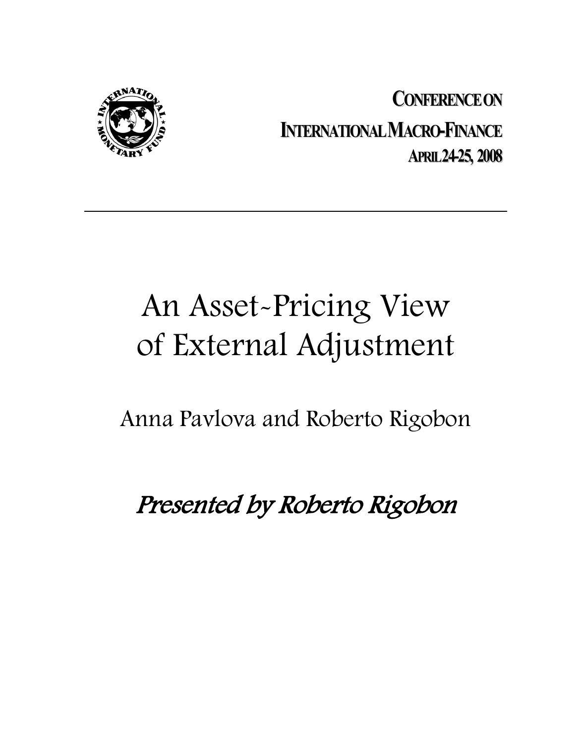**CONFERENCE ON**

**INTERNATIONAL MACRO-FINANCE**

**APRIL 24-25, 2008**

---

# An Asset-Pricing View of External Adjustment

Anna Pavlova and Roberto Rigobon

*Presented by Roberto Rigobon*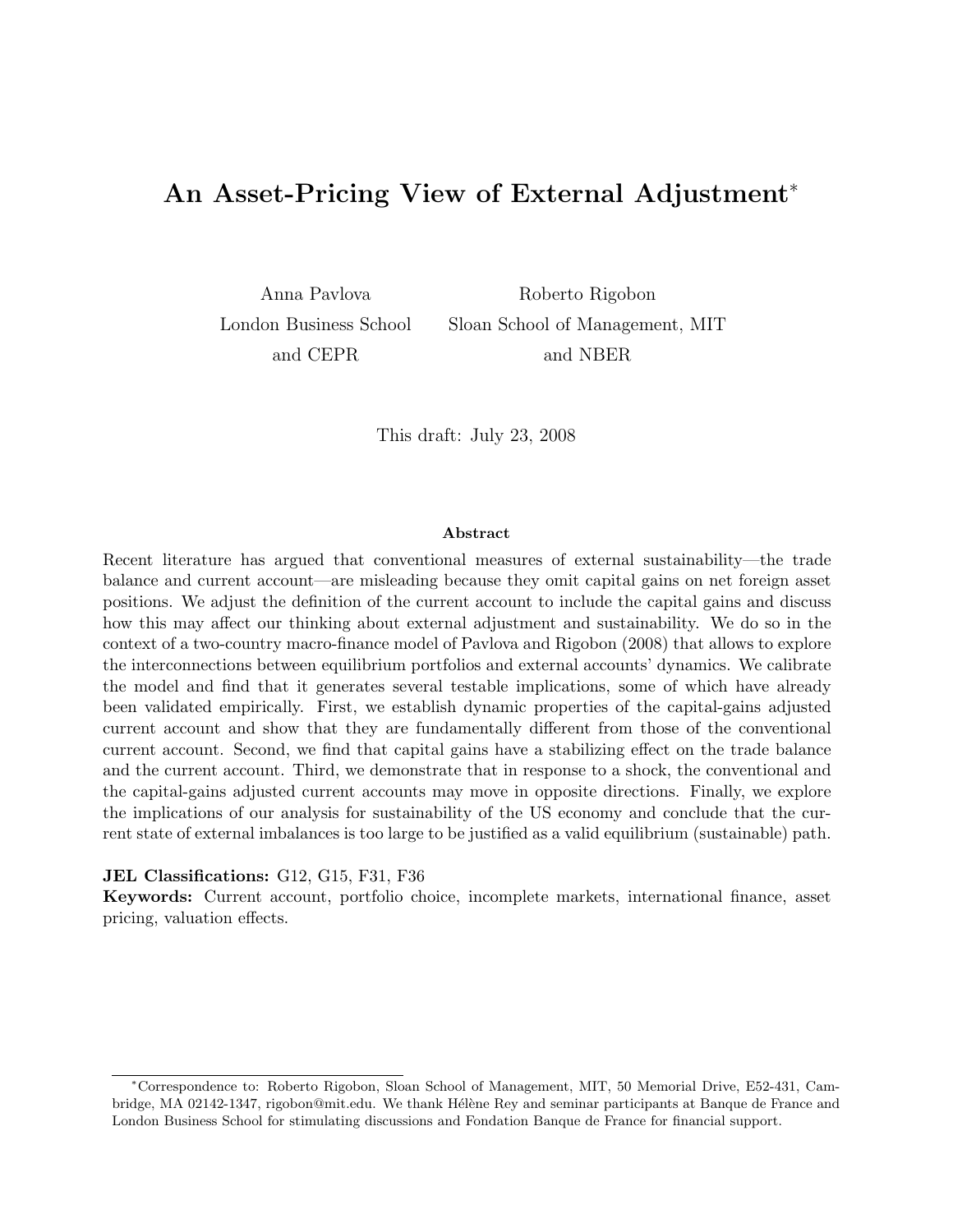# An Asset-Pricing View of External Adjustment*

Anna Pavlova
London Business School
and CEPR

Roberto Rigobon
Sloan School of Management, MIT
and NBER

This draft: July 23, 2008

## Abstract

Recent literature has argued that conventional measures of external sustainability—the trade balance and current account—are misleading because they omit capital gains on net foreign asset positions. We adjust the definition of the current account to include the capital gains and discuss how this may affect our thinking about external adjustment and sustainability. We do so in the context of a two-country macro-finance model of Pavlova and Rigobon (2008) that allows to explore the interconnections between equilibrium portfolios and external accounts' dynamics. We calibrate the model and find that it generates several testable implications, some of which have already been validated empirically. First, we establish dynamic properties of the capital-gains adjusted current account and show that they are fundamentally different from those of the conventional current account. Second, we find that capital gains have a stabilizing effect on the trade balance and the current account. Third, we demonstrate that in response to a shock, the conventional and the capital-gains adjusted current accounts may move in opposite directions. Finally, we explore the implications of our analysis for sustainability of the US economy and conclude that the current state of external imbalances is too large to be justified as a valid equilibrium (sustainable) path.

**JEL Classifications:** G12, G15, F31, F36

**Keywords:** Current account, portfolio choice, incomplete markets, international finance, asset pricing, valuation effects.

---

*Correspondence to: Roberto Rigobon, Sloan School of Management, MIT, 50 Memorial Drive, E52-431, Cambridge, MA 02142-1347, rigobon@mit.edu. We thank Hélène Rey and seminar participants at Banque de France and London Business School for stimulating discussions and Fondation Banque de France for financial support.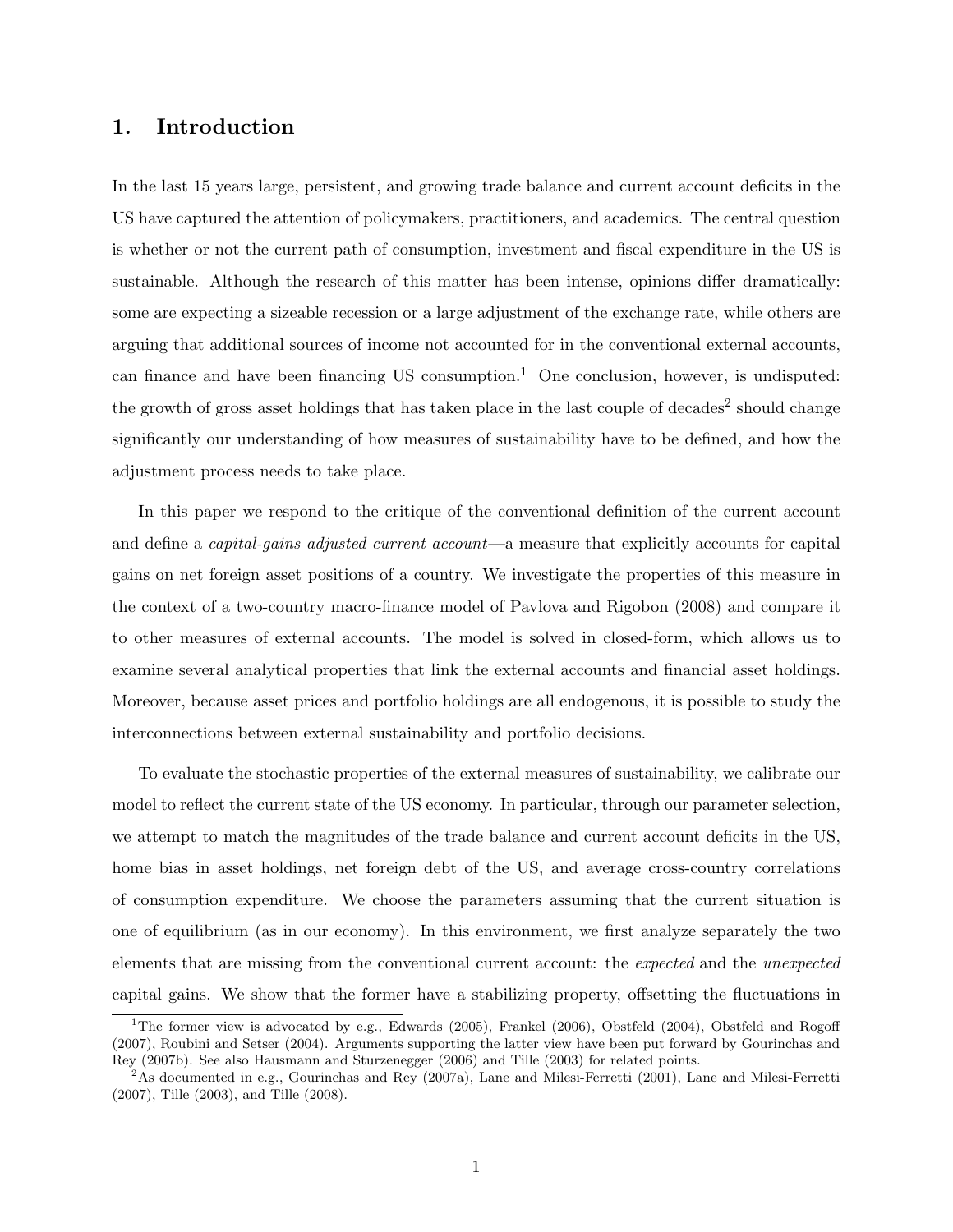# 1. Introduction

In the last 15 years large, persistent, and growing trade balance and current account deficits in the US have captured the attention of policymakers, practitioners, and academics. The central question is whether or not the current path of consumption, investment and fiscal expenditure in the US is sustainable. Although the research of this matter has been intense, opinions differ dramatically: some are expecting a sizeable recession or a large adjustment of the exchange rate, while others are arguing that additional sources of income not accounted for in the conventional external accounts, can finance and have been financing US consumption.[1] One conclusion, however, is undisputed: the growth of gross asset holdings that has taken place in the last couple of decades[2] should change significantly our understanding of how measures of sustainability have to be defined, and how the adjustment process needs to take place.

In this paper we respond to the critique of the conventional definition of the current account and define a *capital-gains adjusted current account*—a measure that explicitly accounts for capital gains on net foreign asset positions of a country. We investigate the properties of this measure in the context of a two-country macro-finance model of Pavlova and Rigobon (2008) and compare it to other measures of external accounts. The model is solved in closed-form, which allows us to examine several analytical properties that link the external accounts and financial asset holdings. Moreover, because asset prices and portfolio holdings are all endogenous, it is possible to study the interconnections between external sustainability and portfolio decisions.

To evaluate the stochastic properties of the external measures of sustainability, we calibrate our model to reflect the current state of the US economy. In particular, through our parameter selection, we attempt to match the magnitudes of the trade balance and current account deficits in the US, home bias in asset holdings, net foreign debt of the US, and average cross-country correlations of consumption expenditure. We choose the parameters assuming that the current situation is one of equilibrium (as in our economy). In this environment, we first analyze separately the two elements that are missing from the conventional current account: the *expected* and the *unexpected* capital gains. We show that the former have a stabilizing property, offsetting the fluctuations in

[1] The former view is advocated by e.g., Edwards (2005), Frankel (2006), Obstfeld (2004), Obstfeld and Rogoff (2007), Roubini and Setser (2004). Arguments supporting the latter view have been put forward by Gourinchas and Rey (2007b). See also Hausmann and Sturzenegger (2006) and Tille (2003) for related points.

[2] As documented in e.g., Gourinchas and Rey (2007a), Lane and Milesi-Ferretti (2001), Lane and Milesi-Ferretti (2007), Tille (2003), and Tille (2008).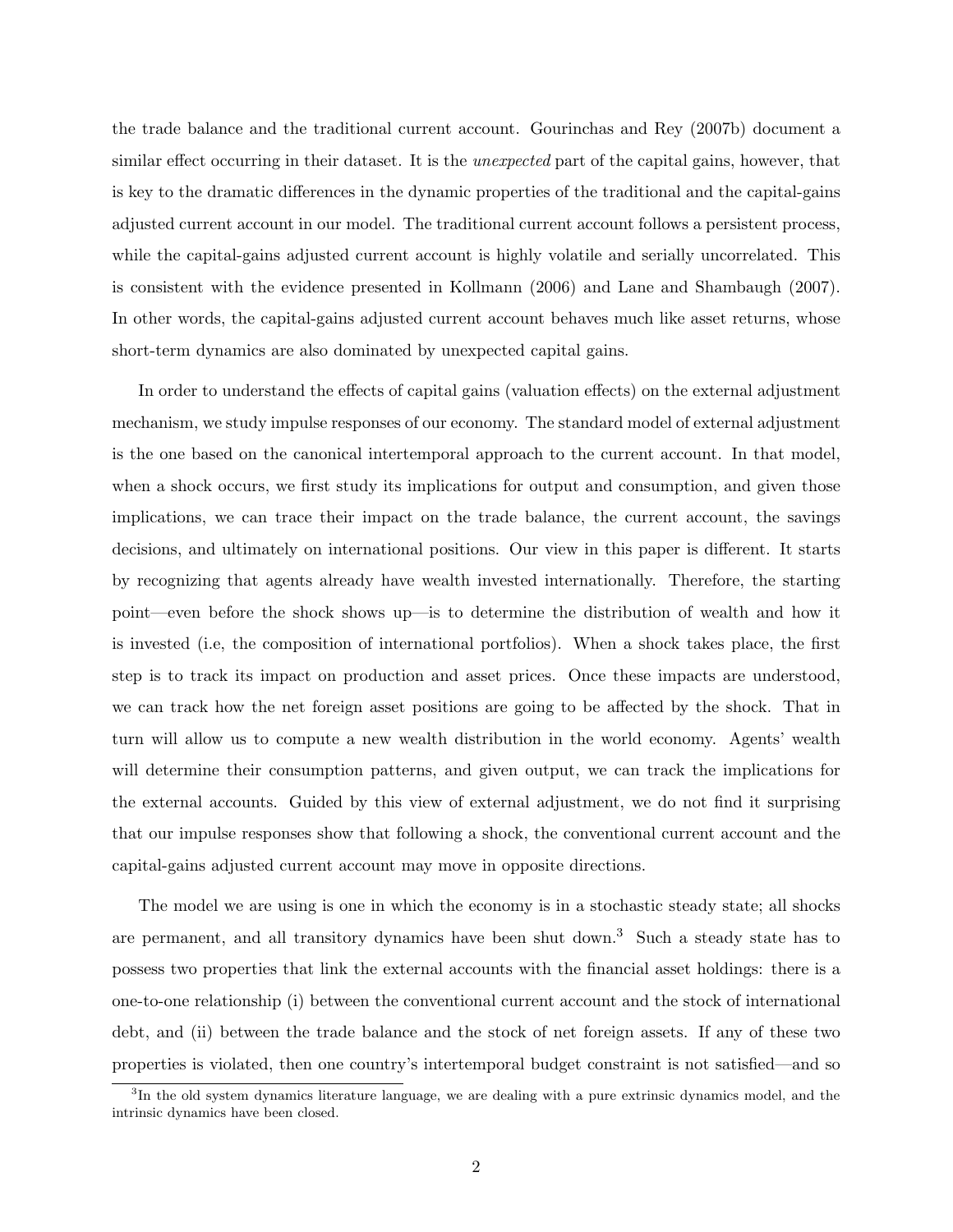the trade balance and the traditional current account. Gourinchas and Rey (2007b) document a similar effect occurring in their dataset. It is the *unexpected* part of the capital gains, however, that is key to the dramatic differences in the dynamic properties of the traditional and the capital-gains adjusted current account in our model. The traditional current account follows a persistent process, while the capital-gains adjusted current account is highly volatile and serially uncorrelated. This is consistent with the evidence presented in Kollmann (2006) and Lane and Shambaugh (2007). In other words, the capital-gains adjusted current account behaves much like asset returns, whose short-term dynamics are also dominated by unexpected capital gains.

In order to understand the effects of capital gains (valuation effects) on the external adjustment mechanism, we study impulse responses of our economy. The standard model of external adjustment is the one based on the canonical intertemporal approach to the current account. In that model, when a shock occurs, we first study its implications for output and consumption, and given those implications, we can trace their impact on the trade balance, the current account, the savings decisions, and ultimately on international positions. Our view in this paper is different. It starts by recognizing that agents already have wealth invested internationally. Therefore, the starting point—even before the shock shows up—is to determine the distribution of wealth and how it is invested (i.e, the composition of international portfolios). When a shock takes place, the first step is to track its impact on production and asset prices. Once these impacts are understood, we can track how the net foreign asset positions are going to be affected by the shock. That in turn will allow us to compute a new wealth distribution in the world economy. Agents' wealth will determine their consumption patterns, and given output, we can track the implications for the external accounts. Guided by this view of external adjustment, we do not find it surprising that our impulse responses show that following a shock, the conventional current account and the capital-gains adjusted current account may move in opposite directions.

The model we are using is one in which the economy is in a stochastic steady state; all shocks are permanent, and all transitory dynamics have been shut down.[3] Such a steady state has to possess two properties that link the external accounts with the financial asset holdings: there is a one-to-one relationship (i) between the conventional current account and the stock of international debt, and (ii) between the trade balance and the stock of net foreign assets. If any of these two properties is violated, then one country's intertemporal budget constraint is not satisfied—and so

[3] In the old system dynamics literature language, we are dealing with a pure extrinsic dynamics model, and the intrinsic dynamics have been closed.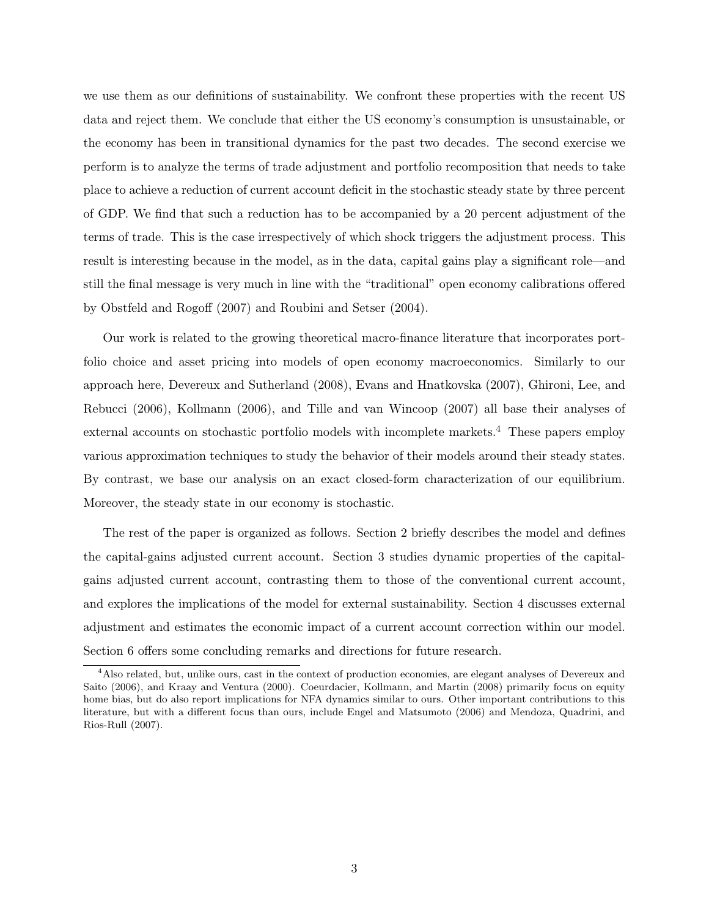we use them as our definitions of sustainability. We confront these properties with the recent US data and reject them. We conclude that either the US economy's consumption is unsustainable, or the economy has been in transitional dynamics for the past two decades. The second exercise we perform is to analyze the terms of trade adjustment and portfolio recomposition that needs to take place to achieve a reduction of current account deficit in the stochastic steady state by three percent of GDP. We find that such a reduction has to be accompanied by a 20 percent adjustment of the terms of trade. This is the case irrespectively of which shock triggers the adjustment process. This result is interesting because in the model, as in the data, capital gains play a significant role—and still the final message is very much in line with the "traditional" open economy calibrations offered by Obstfeld and Rogoff (2007) and Roubini and Setser (2004).

Our work is related to the growing theoretical macro-finance literature that incorporates portfolio choice and asset pricing into models of open economy macroeconomics. Similarly to our approach here, Devereux and Sutherland (2008), Evans and Hnatkovska (2007), Ghironi, Lee, and Rebucci (2006), Kollmann (2006), and Tille and van Wincoop (2007) all base their analyses of external accounts on stochastic portfolio models with incomplete markets.[4] These papers employ various approximation techniques to study the behavior of their models around their steady states. By contrast, we base our analysis on an exact closed-form characterization of our equilibrium. Moreover, the steady state in our economy is stochastic.

The rest of the paper is organized as follows. Section 2 briefly describes the model and defines the capital-gains adjusted current account. Section 3 studies dynamic properties of the capital-gains adjusted current account, contrasting them to those of the conventional current account, and explores the implications of the model for external sustainability. Section 4 discusses external adjustment and estimates the economic impact of a current account correction within our model. Section 6 offers some concluding remarks and directions for future research.

[4]Also related, but, unlike ours, cast in the context of production economies, are elegant analyses of Devereux and Saito (2006), and Kraay and Ventura (2000). Coeurdacier, Kollmann, and Martin (2008) primarily focus on equity home bias, but do also report implications for NFA dynamics similar to ours. Other important contributions to this literature, but with a different focus than ours, include Engel and Matsumoto (2006) and Mendoza, Quadrini, and Rios-Rull (2007).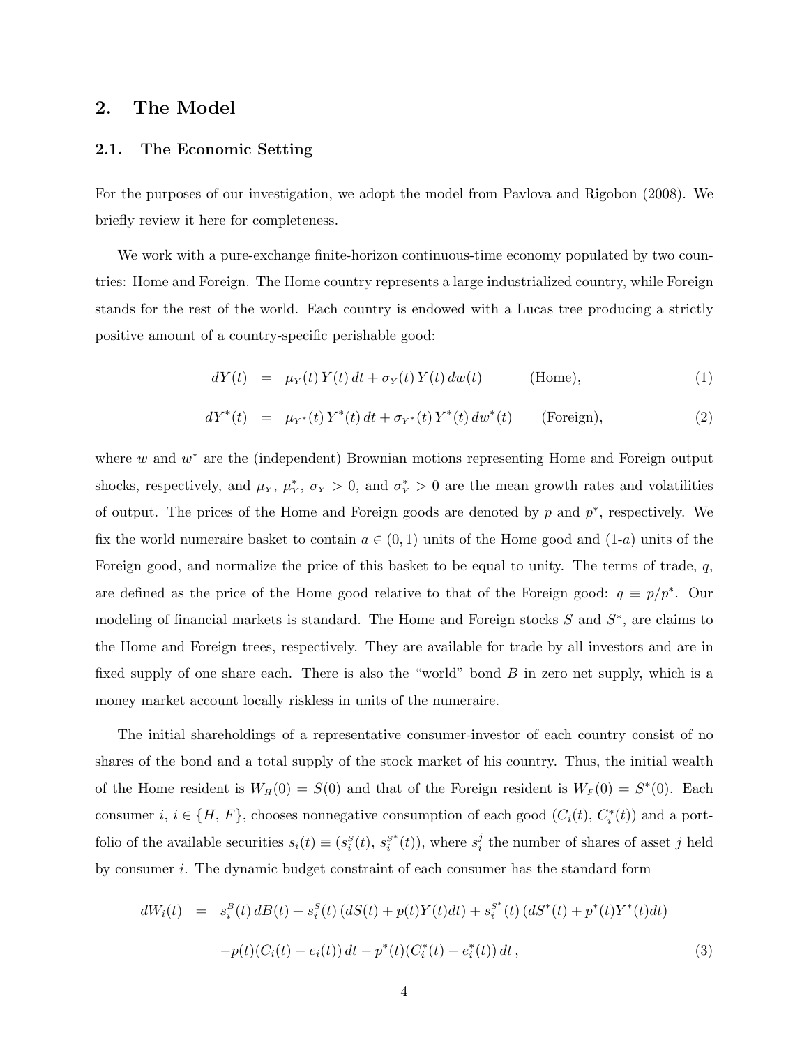## 2. The Model

### 2.1. The Economic Setting

For the purposes of our investigation, we adopt the model from Pavlova and Rigobon (2008). We briefly review it here for completeness.

We work with a pure-exchange finite-horizon continuous-time economy populated by two countries: Home and Foreign. The Home country represents a large industrialized country, while Foreign stands for the rest of the world. Each country is endowed with a Lucas tree producing a strictly positive amount of a country-specific perishable good:

$$dY(t) \;=\; \mu_Y(t)\, Y(t)\, dt + \sigma_Y(t)\, Y(t)\, dw(t) \qquad \text{(Home)}, \tag{1}$$

$$dY^*(t) \;=\; \mu_{Y^*}(t)\, Y^*(t)\, dt + \sigma_{Y^*}(t)\, Y^*(t)\, dw^*(t) \qquad \text{(Foreign)}, \tag{2}$$

where $w$ and $w^*$ are the (independent) Brownian motions representing Home and Foreign output shocks, respectively, and $\mu_Y$, $\mu_Y^*$, $\sigma_Y > 0$, and $\sigma_Y^* > 0$ are the mean growth rates and volatilities of output. The prices of the Home and Foreign goods are denoted by $p$ and $p^*$, respectively. We fix the world numeraire basket to contain $a \in (0, 1)$ units of the Home good and (1-$a$) units of the Foreign good, and normalize the price of this basket to be equal to unity. The terms of trade, $q$, are defined as the price of the Home good relative to that of the Foreign good: $q \equiv p/p^*$. Our modeling of financial markets is standard. The Home and Foreign stocks $S$ and $S^*$, are claims to the Home and Foreign trees, respectively. They are available for trade by all investors and are in fixed supply of one share each. There is also the "world" bond $B$ in zero net supply, which is a money market account locally riskless in units of the numeraire.

The initial shareholdings of a representative consumer-investor of each country consist of no shares of the bond and a total supply of the stock market of his country. Thus, the initial wealth of the Home resident is $W_H(0) = S(0)$ and that of the Foreign resident is $W_F(0) = S^*(0)$. Each consumer $i$, $i \in \{H, F\}$, chooses nonnegative consumption of each good ($C_i(t)$, $C_i^*(t)$) and a portfolio of the available securities $s_i(t) \equiv (s_i^S(t),\, s_i^{S^*}(t))$, where $s_i^j$ the number of shares of asset $j$ held by consumer $i$. The dynamic budget constraint of each consumer has the standard form

$$\begin{aligned} dW_i(t) \;=\;& s_i^B(t)\, dB(t) + s_i^S(t)\,(dS(t) + p(t)Y(t)dt) + s_i^{S^*}(t)\,(dS^*(t) + p^*(t)Y^*(t)dt) \\ & - p(t)(C_i(t) - e_i(t))\, dt - p^*(t)(C_i^*(t) - e_i^*(t))\, dt\,, \end{aligned} \tag{3}$$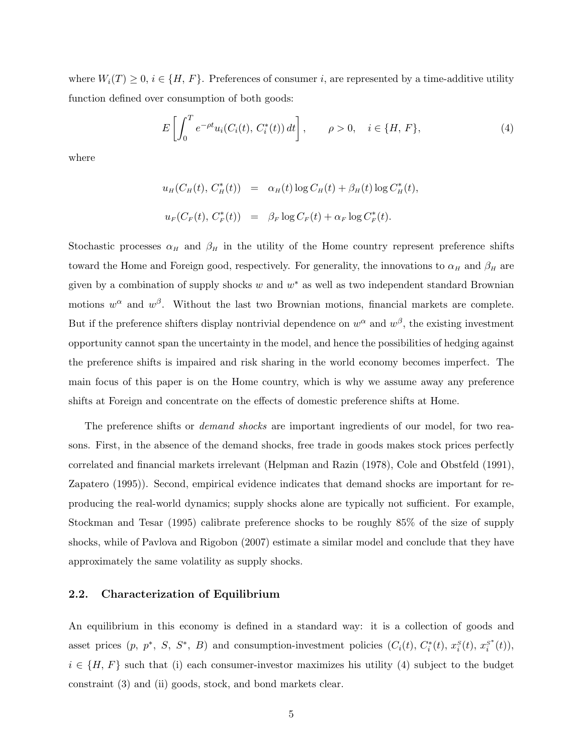where $W_i(T) \geq 0$, $i \in \{H, F\}$. Preferences of consumer $i$, are represented by a time-additive utility function defined over consumption of both goods:

$$E\left[\int_0^T e^{-\rho t} u_i(C_i(t), C_i^*(t))\, dt\right], \qquad \rho > 0, \quad i \in \{H, F\}, \tag{4}$$

where

$$\begin{aligned} u_H(C_H(t), C_H^*(t)) &= \alpha_H(t) \log C_H(t) + \beta_H(t) \log C_H^*(t), \\ u_F(C_F(t), C_F^*(t)) &= \beta_F \log C_F(t) + \alpha_F \log C_F^*(t). \end{aligned}$$

Stochastic processes $\alpha_H$ and $\beta_H$ in the utility of the Home country represent preference shifts toward the Home and Foreign good, respectively. For generality, the innovations to $\alpha_H$ and $\beta_H$ are given by a combination of supply shocks $w$ and $w^*$ as well as two independent standard Brownian motions $w^\alpha$ and $w^\beta$. Without the last two Brownian motions, financial markets are complete. But if the preference shifters display nontrivial dependence on $w^\alpha$ and $w^\beta$, the existing investment opportunity cannot span the uncertainty in the model, and hence the possibilities of hedging against the preference shifts is impaired and risk sharing in the world economy becomes imperfect. The main focus of this paper is on the Home country, which is why we assume away any preference shifts at Foreign and concentrate on the effects of domestic preference shifts at Home.

The preference shifts or *demand shocks* are important ingredients of our model, for two reasons. First, in the absence of the demand shocks, free trade in goods makes stock prices perfectly correlated and financial markets irrelevant (Helpman and Razin (1978), Cole and Obstfeld (1991), Zapatero (1995)). Second, empirical evidence indicates that demand shocks are important for reproducing the real-world dynamics; supply shocks alone are typically not sufficient. For example, Stockman and Tesar (1995) calibrate preference shocks to be roughly 85% of the size of supply shocks, while of Pavlova and Rigobon (2007) estimate a similar model and conclude that they have approximately the same volatility as supply shocks.

### 2.2. Characterization of Equilibrium

An equilibrium in this economy is defined in a standard way: it is a collection of goods and asset prices ($p$, $p^*$, $S$, $S^*$, $B$) and consumption-investment policies ($C_i(t)$, $C_i^*(t)$, $x_i^S(t)$, $x_i^{S^*}(t)$), $i \in \{H, F\}$ such that (i) each consumer-investor maximizes his utility (4) subject to the budget constraint (3) and (ii) goods, stock, and bond markets clear.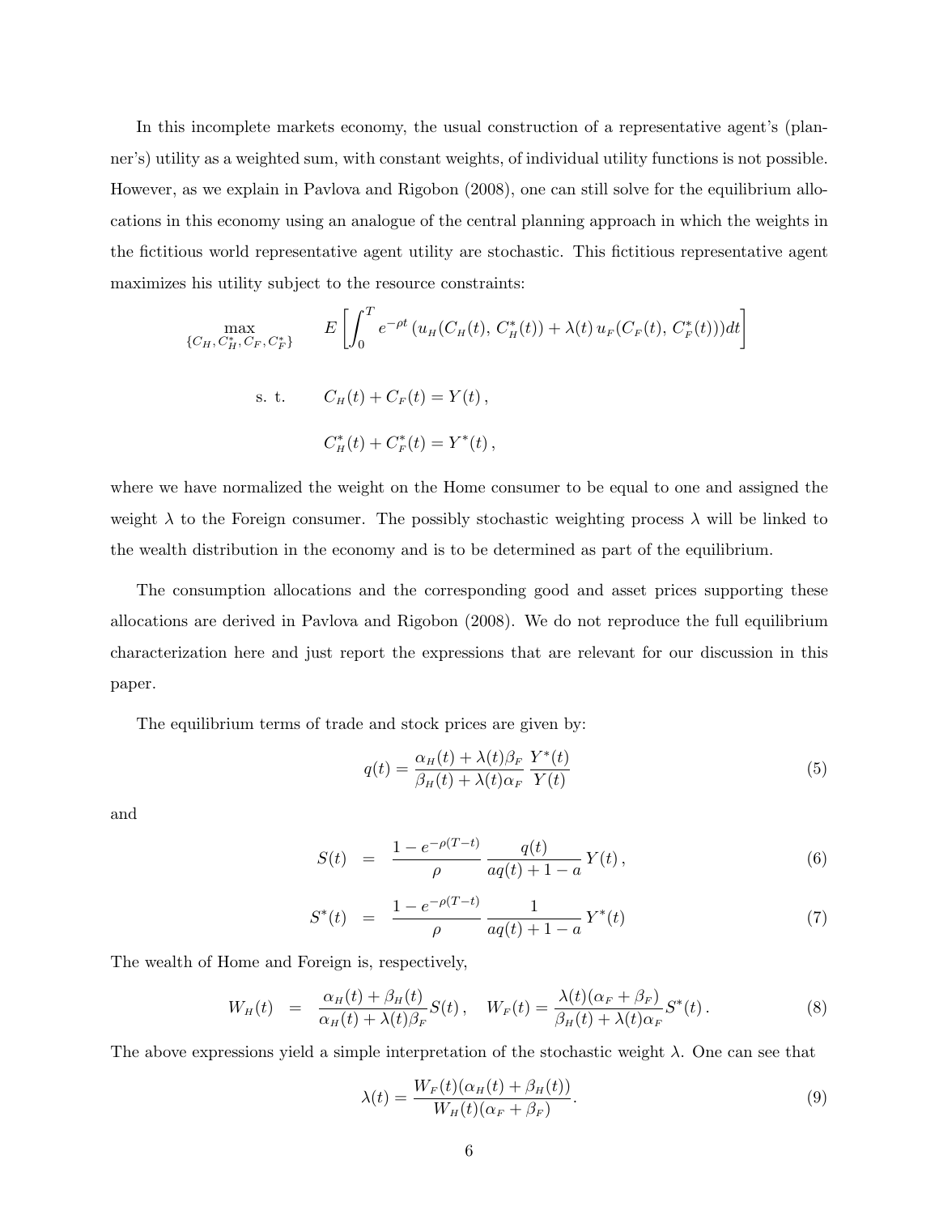In this incomplete markets economy, the usual construction of a representative agent's (planner's) utility as a weighted sum, with constant weights, of individual utility functions is not possible. However, as we explain in Pavlova and Rigobon (2008), one can still solve for the equilibrium allocations in this economy using an analogue of the central planning approach in which the weights in the fictitious world representative agent utility are stochastic. This fictitious representative agent maximizes his utility subject to the resource constraints:

$$\max_{\{C_H, C_H^*, C_F, C_F^*\}} \quad E\left[\int_0^T e^{-\rho t}\left(u_H(C_H(t),\, C_H^*(t)) + \lambda(t)\, u_F(C_F(t),\, C_F^*(t))\right)dt\right]$$

$$\text{s. t.} \qquad C_H(t) + C_F(t) = Y(t)\,,$$

$$C_H^*(t) + C_F^*(t) = Y^*(t)\,,$$

where we have normalized the weight on the Home consumer to be equal to one and assigned the weight $\lambda$ to the Foreign consumer. The possibly stochastic weighting process $\lambda$ will be linked to the wealth distribution in the economy and is to be determined as part of the equilibrium.

The consumption allocations and the corresponding good and asset prices supporting these allocations are derived in Pavlova and Rigobon (2008). We do not reproduce the full equilibrium characterization here and just report the expressions that are relevant for our discussion in this paper.

The equilibrium terms of trade and stock prices are given by:

$$q(t) = \frac{\alpha_H(t) + \lambda(t)\beta_F}{\beta_H(t) + \lambda(t)\alpha_F}\,\frac{Y^*(t)}{Y(t)} \tag{5}$$

and

$$S(t) = \frac{1 - e^{-\rho(T-t)}}{\rho}\,\frac{q(t)}{aq(t) + 1 - a}\,Y(t)\,, \tag{6}$$

$$S^*(t) = \frac{1 - e^{-\rho(T-t)}}{\rho}\,\frac{1}{aq(t) + 1 - a}\,Y^*(t) \tag{7}$$

The wealth of Home and Foreign is, respectively,

$$W_H(t) = \frac{\alpha_H(t) + \beta_H(t)}{\alpha_H(t) + \lambda(t)\beta_F}S(t)\,, \quad W_F(t) = \frac{\lambda(t)(\alpha_F + \beta_F)}{\beta_H(t) + \lambda(t)\alpha_F}S^*(t)\,. \tag{8}$$

The above expressions yield a simple interpretation of the stochastic weight $\lambda$. One can see that

$$\lambda(t) = \frac{W_F(t)(\alpha_H(t) + \beta_H(t))}{W_H(t)(\alpha_F + \beta_F)}. \tag{9}$$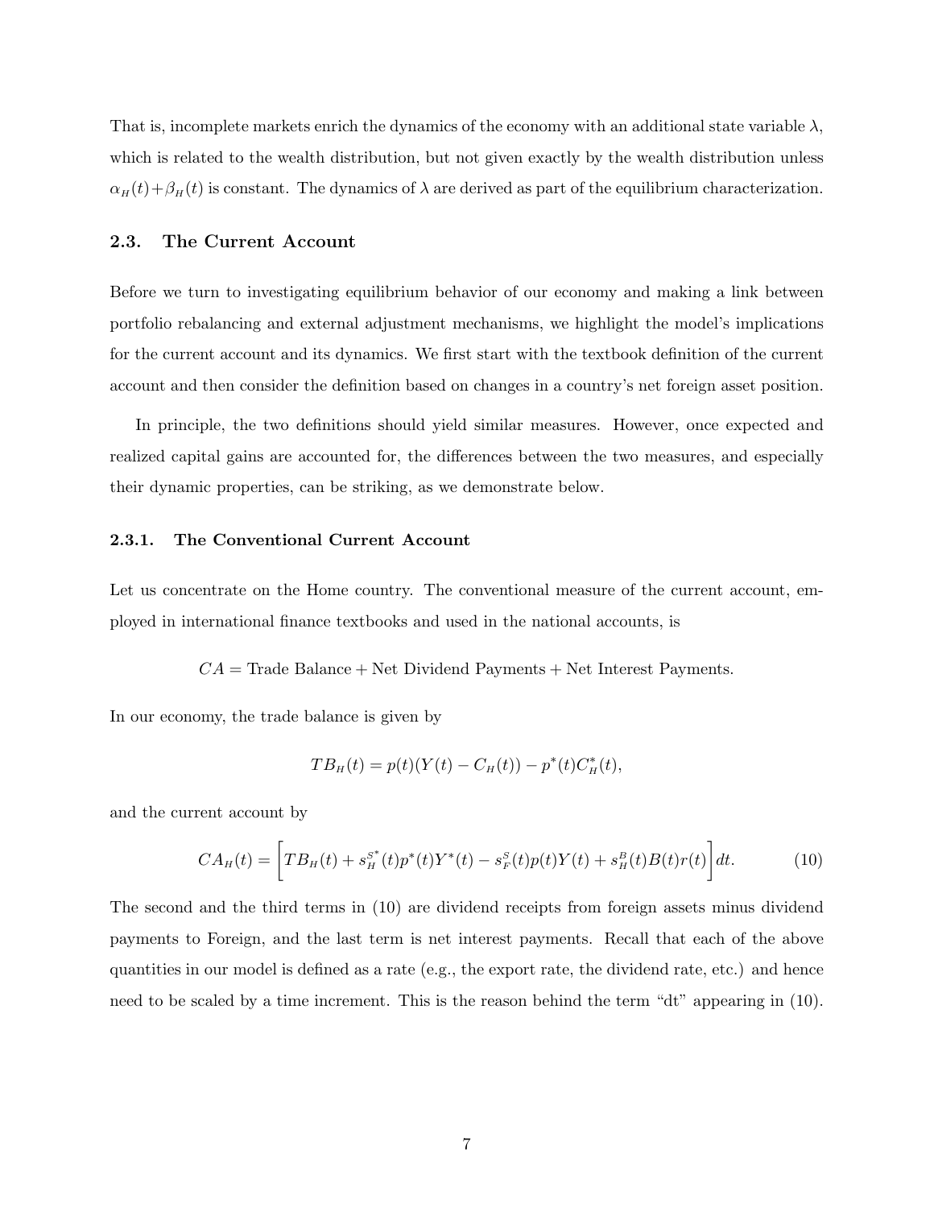That is, incomplete markets enrich the dynamics of the economy with an additional state variable $\lambda$, which is related to the wealth distribution, but not given exactly by the wealth distribution unless $\alpha_H(t)+\beta_H(t)$ is constant. The dynamics of $\lambda$ are derived as part of the equilibrium characterization.

### 2.3. The Current Account

Before we turn to investigating equilibrium behavior of our economy and making a link between portfolio rebalancing and external adjustment mechanisms, we highlight the model's implications for the current account and its dynamics. We first start with the textbook definition of the current account and then consider the definition based on changes in a country's net foreign asset position.

In principle, the two definitions should yield similar measures. However, once expected and realized capital gains are accounted for, the differences between the two measures, and especially their dynamic properties, can be striking, as we demonstrate below.

#### 2.3.1. The Conventional Current Account

Let us concentrate on the Home country. The conventional measure of the current account, employed in international finance textbooks and used in the national accounts, is

$$CA = \text{Trade Balance} + \text{Net Dividend Payments} + \text{Net Interest Payments}.$$

In our economy, the trade balance is given by

$$TB_H(t) = p(t)(Y(t) - C_H(t)) - p^*(t)C_H^*(t),$$

and the current account by

$$CA_H(t) = \left[TB_H(t) + s_H^{S^*}(t)p^*(t)Y^*(t) - s_F^S(t)p(t)Y(t) + s_H^B(t)B(t)r(t)\right]dt. \tag{10}$$

The second and the third terms in (10) are dividend receipts from foreign assets minus dividend payments to Foreign, and the last term is net interest payments. Recall that each of the above quantities in our model is defined as a rate (e.g., the export rate, the dividend rate, etc.) and hence need to be scaled by a time increment. This is the reason behind the term "dt" appearing in (10).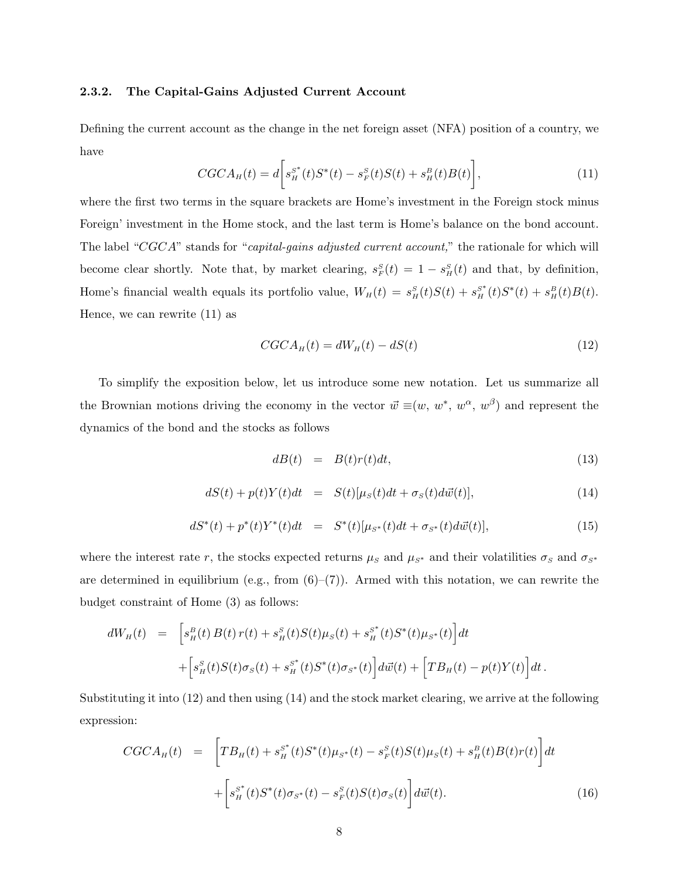### 2.3.2. The Capital-Gains Adjusted Current Account

Defining the current account as the change in the net foreign asset (NFA) position of a country, we have

$$CGCA_H(t) = d\left[s_H^{S^*}(t)S^*(t) - s_F^S(t)S(t) + s_H^B(t)B(t)\right], \tag{11}$$

where the first two terms in the square brackets are Home's investment in the Foreign stock minus Foreign' investment in the Home stock, and the last term is Home's balance on the bond account. The label "*CGCA*" stands for "*capital-gains adjusted current account,*" the rationale for which will become clear shortly. Note that, by market clearing, $s_F^S(t) = 1 - s_H^S(t)$ and that, by definition, Home's financial wealth equals its portfolio value, $W_H(t) = s_H^S(t)S(t) + s_H^{S^*}(t)S^*(t) + s_H^B(t)B(t)$. Hence, we can rewrite (11) as

$$CGCA_H(t) = dW_H(t) - dS(t) \tag{12}$$

To simplify the exposition below, let us introduce some new notation. Let us summarize all the Brownian motions driving the economy in the vector $\vec{w} \equiv (w,\ w^*,\ w^\alpha,\ w^\beta)$ and represent the dynamics of the bond and the stocks as follows

$$dB(t) = B(t)r(t)dt, \tag{13}$$

$$dS(t) + p(t)Y(t)dt = S(t)[\mu_S(t)dt + \sigma_S(t)d\vec{w}(t)], \tag{14}$$

$$dS^*(t) + p^*(t)Y^*(t)dt = S^*(t)[\mu_{S^*}(t)dt + \sigma_{S^*}(t)d\vec{w}(t)], \tag{15}$$

where the interest rate $r$, the stocks expected returns $\mu_S$ and $\mu_{S^*}$ and their volatilities $\sigma_S$ and $\sigma_{S^*}$ are determined in equilibrium (e.g., from (6)–(7)). Armed with this notation, we can rewrite the budget constraint of Home (3) as follows:

$$\begin{aligned} dW_H(t) &= \left[s_H^B(t)\,B(t)\,r(t) + s_H^S(t)S(t)\mu_S(t) + s_H^{S^*}(t)S^*(t)\mu_{S^*}(t)\right]dt \\ &\quad + \left[s_H^S(t)S(t)\sigma_S(t) + s_H^{S^*}(t)S^*(t)\sigma_{S^*}(t)\right]d\vec{w}(t) + \left[TB_H(t) - p(t)Y(t)\right]dt\,. \end{aligned}$$

Substituting it into (12) and then using (14) and the stock market clearing, we arrive at the following expression:

$$\begin{aligned} CGCA_H(t) &= \left[TB_H(t) + s_H^{S^*}(t)S^*(t)\mu_{S^*}(t) - s_F^S(t)S(t)\mu_S(t) + s_H^B(t)B(t)r(t)\right]dt \\ &\quad + \left[s_H^{S^*}(t)S^*(t)\sigma_{S^*}(t) - s_F^S(t)S(t)\sigma_S(t)\right]d\vec{w}(t). \end{aligned} \tag{16}$$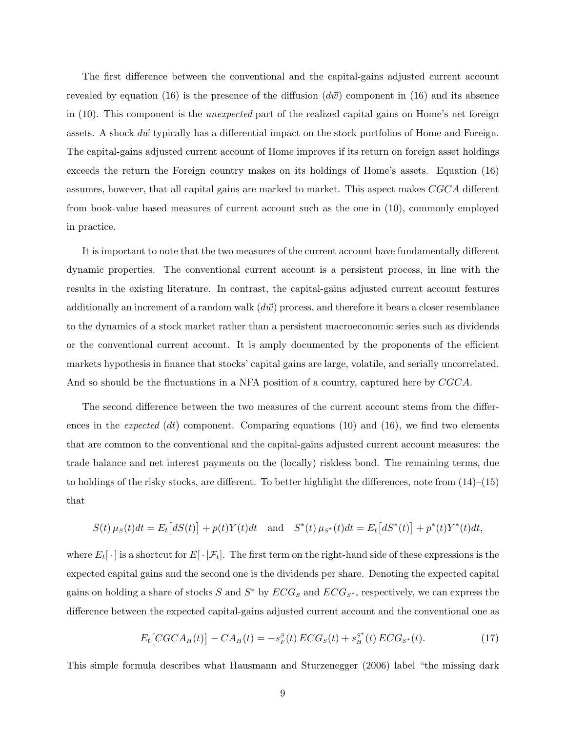The first difference between the conventional and the capital-gains adjusted current account revealed by equation (16) is the presence of the diffusion ($d\vec{w}$) component in (16) and its absence in (10). This component is the *unexpected* part of the realized capital gains on Home's net foreign assets. A shock $d\vec{w}$ typically has a differential impact on the stock portfolios of Home and Foreign. The capital-gains adjusted current account of Home improves if its return on foreign asset holdings exceeds the return the Foreign country makes on its holdings of Home's assets. Equation (16) assumes, however, that all capital gains are marked to market. This aspect makes $CGCA$ different from book-value based measures of current account such as the one in (10), commonly employed in practice.

It is important to note that the two measures of the current account have fundamentally different dynamic properties. The conventional current account is a persistent process, in line with the results in the existing literature. In contrast, the capital-gains adjusted current account features additionally an increment of a random walk ($d\vec{w}$) process, and therefore it bears a closer resemblance to the dynamics of a stock market rather than a persistent macroeconomic series such as dividends or the conventional current account. It is amply documented by the proponents of the efficient markets hypothesis in finance that stocks' capital gains are large, volatile, and serially uncorrelated. And so should be the fluctuations in a NFA position of a country, captured here by $CGCA$.

The second difference between the two measures of the current account stems from the differences in the *expected* ($dt$) component. Comparing equations (10) and (16), we find two elements that are common to the conventional and the capital-gains adjusted current account measures: the trade balance and net interest payments on the (locally) riskless bond. The remaining terms, due to holdings of the risky stocks, are different. To better highlight the differences, note from (14)–(15) that

$$S(t)\,\mu_S(t)dt = E_t\big[dS(t)\big] + p(t)Y(t)dt \quad \text{and} \quad S^*(t)\,\mu_{S^*}(t)dt = E_t\big[dS^*(t)\big] + p^*(t)Y^*(t)dt,$$

where $E_t[\,\cdot\,]$ is a shortcut for $E[\,\cdot\,|\mathcal{F}_t]$. The first term on the right-hand side of these expressions is the expected capital gains and the second one is the dividends per share. Denoting the expected capital gains on holding a share of stocks $S$ and $S^*$ by $ECG_S$ and $ECG_{S^*}$, respectively, we can express the difference between the expected capital-gains adjusted current account and the conventional one as

$$E_t\big[CGCA_H(t)\big] - CA_H(t) = -s_F^S(t)\,ECG_S(t) + s_H^{S^*}(t)\,ECG_{S^*}(t). \tag{17}$$

This simple formula describes what Hausmann and Sturzenegger (2006) label "the missing dark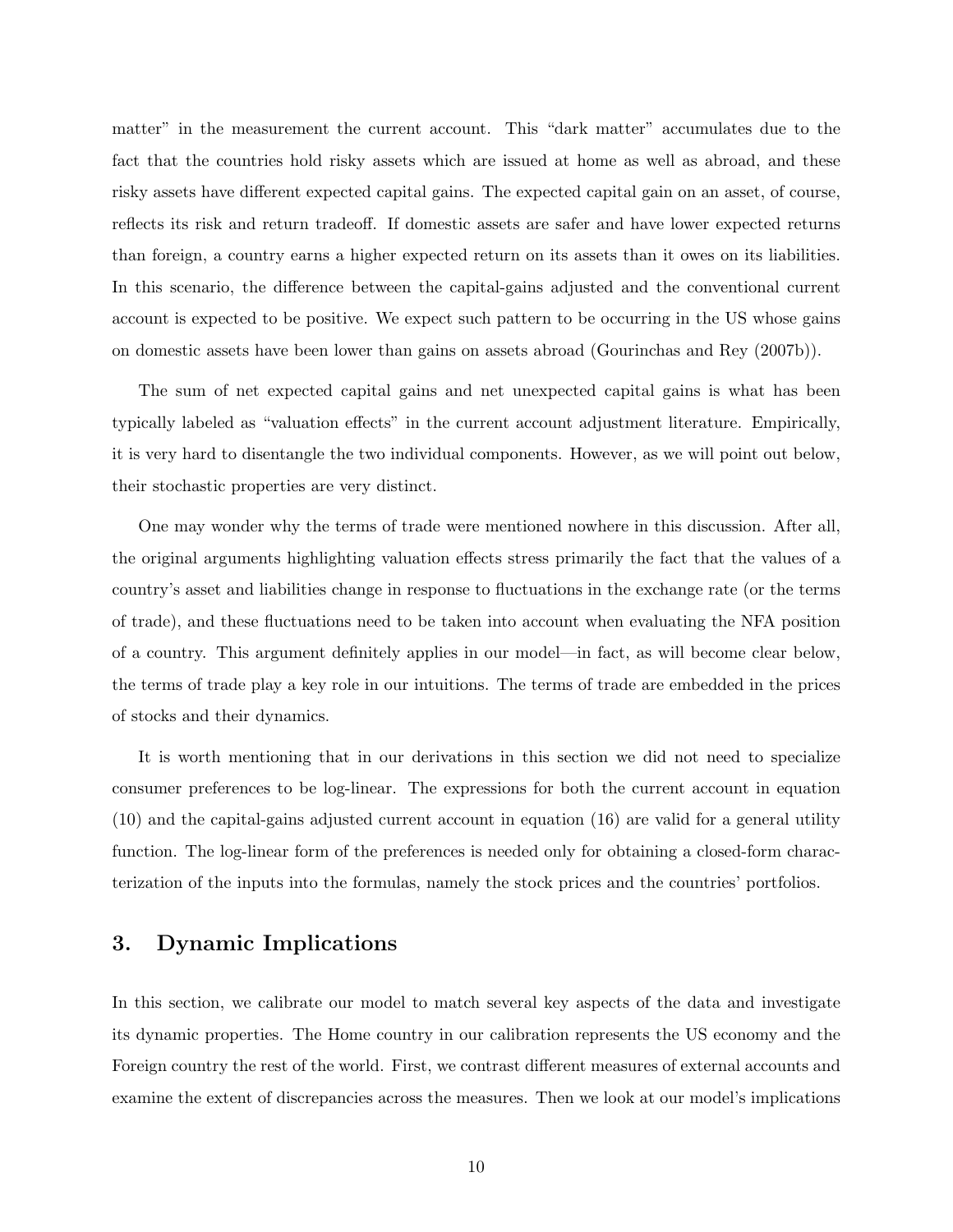matter" in the measurement the current account. This "dark matter" accumulates due to the fact that the countries hold risky assets which are issued at home as well as abroad, and these risky assets have different expected capital gains. The expected capital gain on an asset, of course, reflects its risk and return tradeoff. If domestic assets are safer and have lower expected returns than foreign, a country earns a higher expected return on its assets than it owes on its liabilities. In this scenario, the difference between the capital-gains adjusted and the conventional current account is expected to be positive. We expect such pattern to be occurring in the US whose gains on domestic assets have been lower than gains on assets abroad (Gourinchas and Rey (2007b)).

The sum of net expected capital gains and net unexpected capital gains is what has been typically labeled as "valuation effects" in the current account adjustment literature. Empirically, it is very hard to disentangle the two individual components. However, as we will point out below, their stochastic properties are very distinct.

One may wonder why the terms of trade were mentioned nowhere in this discussion. After all, the original arguments highlighting valuation effects stress primarily the fact that the values of a country's asset and liabilities change in response to fluctuations in the exchange rate (or the terms of trade), and these fluctuations need to be taken into account when evaluating the NFA position of a country. This argument definitely applies in our model—in fact, as will become clear below, the terms of trade play a key role in our intuitions. The terms of trade are embedded in the prices of stocks and their dynamics.

It is worth mentioning that in our derivations in this section we did not need to specialize consumer preferences to be log-linear. The expressions for both the current account in equation (10) and the capital-gains adjusted current account in equation (16) are valid for a general utility function. The log-linear form of the preferences is needed only for obtaining a closed-form characterization of the inputs into the formulas, namely the stock prices and the countries' portfolios.

## 3. Dynamic Implications

In this section, we calibrate our model to match several key aspects of the data and investigate its dynamic properties. The Home country in our calibration represents the US economy and the Foreign country the rest of the world. First, we contrast different measures of external accounts and examine the extent of discrepancies across the measures. Then we look at our model's implications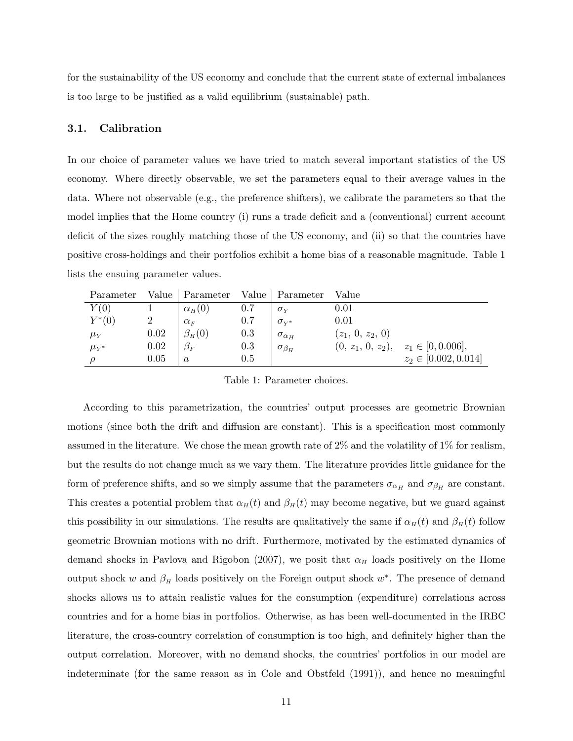for the sustainability of the US economy and conclude that the current state of external imbalances is too large to be justified as a valid equilibrium (sustainable) path.

### 3.1. Calibration

In our choice of parameter values we have tried to match several important statistics of the US economy. Where directly observable, we set the parameters equal to their average values in the data. Where not observable (e.g., the preference shifters), we calibrate the parameters so that the model implies that the Home country (i) runs a trade deficit and a (conventional) current account deficit of the sizes roughly matching those of the US economy, and (ii) so that the countries have positive cross-holdings and their portfolios exhibit a home bias of a reasonable magnitude. Table 1 lists the ensuing parameter values.

| Parameter | Value | Parameter | Value | Parameter | Value | |
|---|---|---|---|---|---|---|
| $Y(0)$ | 1 | $\alpha_H(0)$ | 0.7 | $\sigma_Y$ | 0.01 | |
| $Y^*(0)$ | 2 | $\alpha_F$ | 0.7 | $\sigma_{Y^*}$ | 0.01 | |
| $\mu_Y$ | 0.02 | $\beta_H(0)$ | 0.3 | $\sigma_{\alpha_H}$ | $(z_1,\, 0,\, z_2,\, 0)$ | |
| $\mu_{Y^*}$ | 0.02 | $\beta_F$ | 0.3 | $\sigma_{\beta_H}$ | $(0,\, z_1,\, 0,\, z_2)$, | $z_1 \in [0, 0.006]$, |
| $\rho$ | 0.05 | $a$ | 0.5 | | | $z_2 \in [0.002, 0.014]$ |

Table 1: Parameter choices.

According to this parametrization, the countries' output processes are geometric Brownian motions (since both the drift and diffusion are constant). This is a specification most commonly assumed in the literature. We chose the mean growth rate of 2% and the volatility of 1% for realism, but the results do not change much as we vary them. The literature provides little guidance for the form of preference shifts, and so we simply assume that the parameters $\sigma_{\alpha_H}$ and $\sigma_{\beta_H}$ are constant. This creates a potential problem that $\alpha_H(t)$ and $\beta_H(t)$ may become negative, but we guard against this possibility in our simulations. The results are qualitatively the same if $\alpha_H(t)$ and $\beta_H(t)$ follow geometric Brownian motions with no drift. Furthermore, motivated by the estimated dynamics of demand shocks in Pavlova and Rigobon (2007), we posit that $\alpha_H$ loads positively on the Home output shock $w$ and $\beta_H$ loads positively on the Foreign output shock $w^*$. The presence of demand shocks allows us to attain realistic values for the consumption (expenditure) correlations across countries and for a home bias in portfolios. Otherwise, as has been well-documented in the IRBC literature, the cross-country correlation of consumption is too high, and definitely higher than the output correlation. Moreover, with no demand shocks, the countries' portfolios in our model are indeterminate (for the same reason as in Cole and Obstfeld (1991)), and hence no meaningful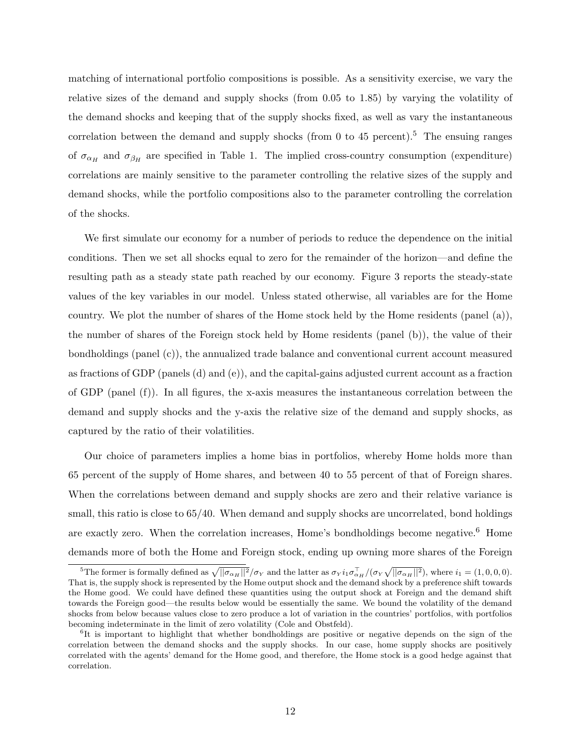matching of international portfolio compositions is possible. As a sensitivity exercise, we vary the relative sizes of the demand and supply shocks (from 0.05 to 1.85) by varying the volatility of the demand shocks and keeping that of the supply shocks fixed, as well as vary the instantaneous correlation between the demand and supply shocks (from 0 to 45 percent).[5] The ensuing ranges of $\sigma_{\alpha_H}$ and $\sigma_{\beta_H}$ are specified in Table 1. The implied cross-country consumption (expenditure) correlations are mainly sensitive to the parameter controlling the relative sizes of the supply and demand shocks, while the portfolio compositions also to the parameter controlling the correlation of the shocks.

We first simulate our economy for a number of periods to reduce the dependence on the initial conditions. Then we set all shocks equal to zero for the remainder of the horizon—and define the resulting path as a steady state path reached by our economy. Figure 3 reports the steady-state values of the key variables in our model. Unless stated otherwise, all variables are for the Home country. We plot the number of shares of the Home stock held by the Home residents (panel (a)), the number of shares of the Foreign stock held by Home residents (panel (b)), the value of their bondholdings (panel (c)), the annualized trade balance and conventional current account measured as fractions of GDP (panels (d) and (e)), and the capital-gains adjusted current account as a fraction of GDP (panel (f)). In all figures, the x-axis measures the instantaneous correlation between the demand and supply shocks and the y-axis the relative size of the demand and supply shocks, as captured by the ratio of their volatilities.

Our choice of parameters implies a home bias in portfolios, whereby Home holds more than 65 percent of the supply of Home shares, and between 40 to 55 percent of that of Foreign shares. When the correlations between demand and supply shocks are zero and their relative variance is small, this ratio is close to 65/40. When demand and supply shocks are uncorrelated, bond holdings are exactly zero. When the correlation increases, Home's bondholdings become negative.[6] Home demands more of both the Home and Foreign stock, ending up owning more shares of the Foreign

[5] The former is formally defined as $\sqrt{||\sigma_{\alpha_H}||^2}/\sigma_Y$ and the latter as $\sigma_Y i_1 \sigma_{\alpha_H}^\top/(\sigma_Y \sqrt{||\sigma_{\alpha_H}||^2})$, where $i_1 = (1, 0, 0, 0)$. That is, the supply shock is represented by the Home output shock and the demand shock by a preference shift towards the Home good. We could have defined these quantities using the output shock at Foreign and the demand shift towards the Foreign good—the results below would be essentially the same. We bound the volatility of the demand shocks from below because values close to zero produce a lot of variation in the countries' portfolios, with portfolios becoming indeterminate in the limit of zero volatility (Cole and Obstfeld).

[6] It is important to highlight that whether bondholdings are positive or negative depends on the sign of the correlation between the demand shocks and the supply shocks. In our case, home supply shocks are positively correlated with the agents' demand for the Home good, and therefore, the Home stock is a good hedge against that correlation.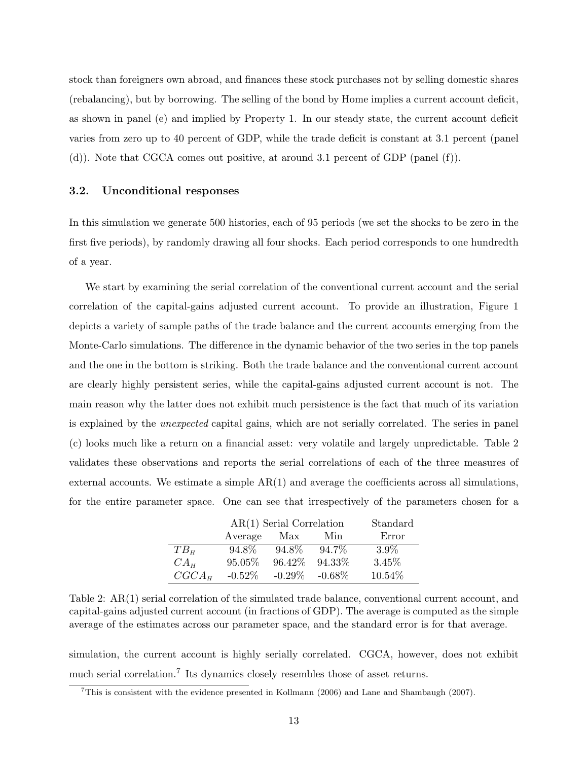stock than foreigners own abroad, and finances these stock purchases not by selling domestic shares (rebalancing), but by borrowing. The selling of the bond by Home implies a current account deficit, as shown in panel (e) and implied by Property 1. In our steady state, the current account deficit varies from zero up to 40 percent of GDP, while the trade deficit is constant at 3.1 percent (panel (d)). Note that CGCA comes out positive, at around 3.1 percent of GDP (panel (f)).

### 3.2. Unconditional responses

In this simulation we generate 500 histories, each of 95 periods (we set the shocks to be zero in the first five periods), by randomly drawing all four shocks. Each period corresponds to one hundredth of a year.

We start by examining the serial correlation of the conventional current account and the serial correlation of the capital-gains adjusted current account. To provide an illustration, Figure 1 depicts a variety of sample paths of the trade balance and the current accounts emerging from the Monte-Carlo simulations. The difference in the dynamic behavior of the two series in the top panels and the one in the bottom is striking. Both the trade balance and the conventional current account are clearly highly persistent series, while the capital-gains adjusted current account is not. The main reason why the latter does not exhibit much persistence is the fact that much of its variation is explained by the *unexpected* capital gains, which are not serially correlated. The series in panel (c) looks much like a return on a financial asset: very volatile and largely unpredictable. Table 2 validates these observations and reports the serial correlations of each of the three measures of external accounts. We estimate a simple AR(1) and average the coefficients across all simulations, for the entire parameter space. One can see that irrespectively of the parameters chosen for a

| | AR(1) Serial Correlation | | | Standard |
|---|---|---|---|---|
| | Average | Max | Min | Error |
| $TB_H$ | 94.8% | 94.8% | 94.7% | 3.9% |
| $CA_H$ | 95.05% | 96.42% | 94.33% | 3.45% |
| $CGCA_H$ | -0.52% | -0.29% | -0.68% | 10.54% |

Table 2: AR(1) serial correlation of the simulated trade balance, conventional current account, and capital-gains adjusted current account (in fractions of GDP). The average is computed as the simple average of the estimates across our parameter space, and the standard error is for that average.

simulation, the current account is highly serially correlated. CGCA, however, does not exhibit much serial correlation.[7] Its dynamics closely resembles those of asset returns.

[7] This is consistent with the evidence presented in Kollmann (2006) and Lane and Shambaugh (2007).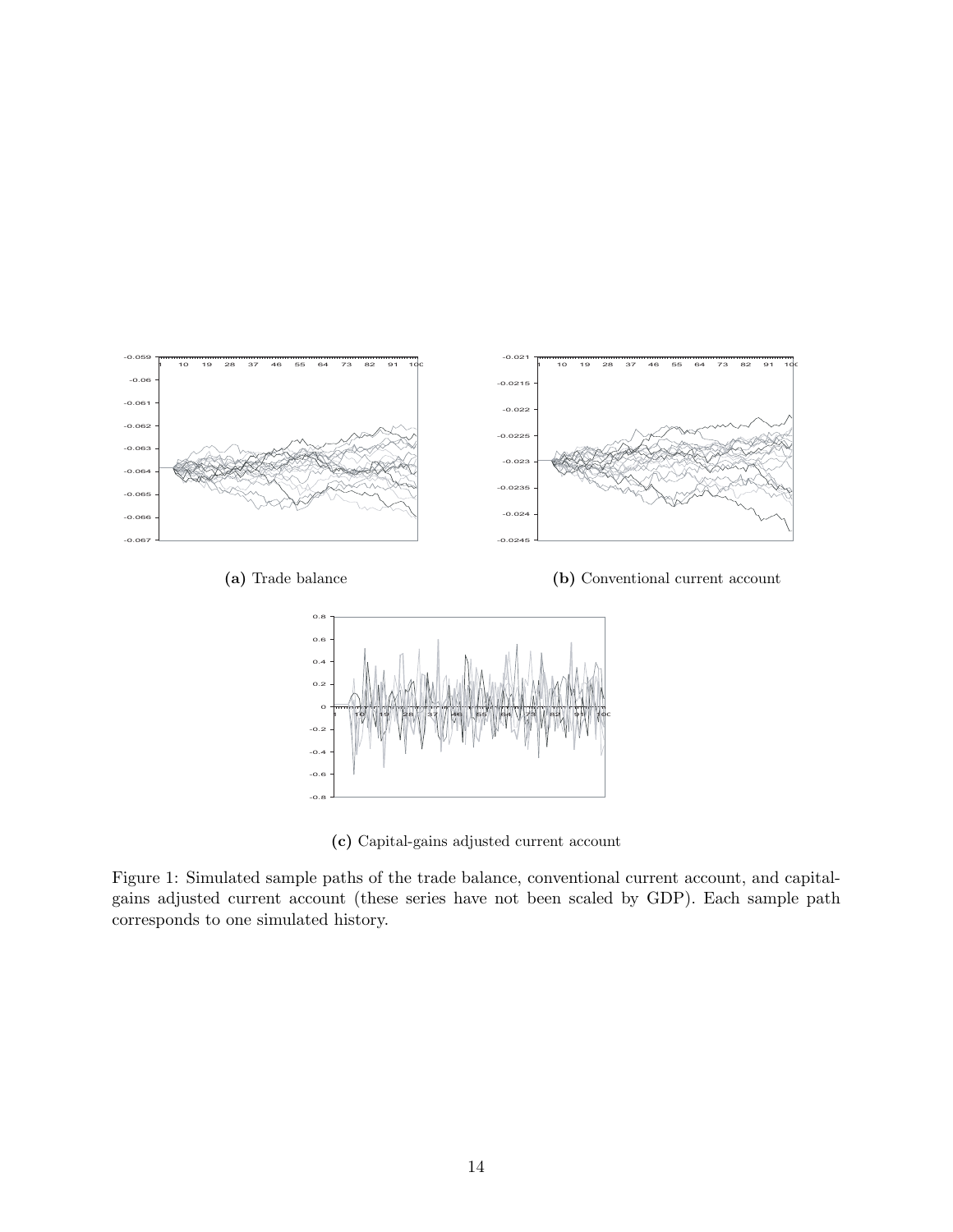(a) Trade balance

(b) Conventional current account

(c) Capital-gains adjusted current account

Figure 1: Simulated sample paths of the trade balance, conventional current account, and capital-gains adjusted current account (these series have not been scaled by GDP). Each sample path corresponds to one simulated history.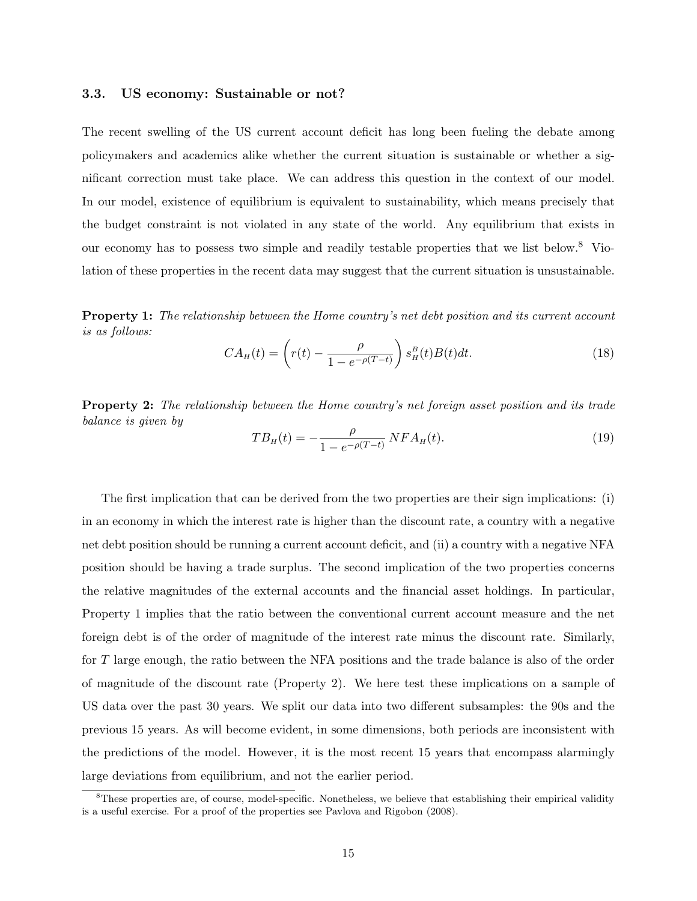### 3.3. US economy: Sustainable or not?

The recent swelling of the US current account deficit has long been fueling the debate among policymakers and academics alike whether the current situation is sustainable or whether a significant correction must take place. We can address this question in the context of our model. In our model, existence of equilibrium is equivalent to sustainability, which means precisely that the budget constraint is not violated in any state of the world. Any equilibrium that exists in our economy has to possess two simple and readily testable properties that we list below.[8] Violation of these properties in the recent data may suggest that the current situation is unsustainable.

**Property 1:** *The relationship between the Home country's net debt position and its current account is as follows:*

$$CA_H(t) = \left( r(t) - \frac{\rho}{1 - e^{-\rho(T-t)}} \right) s_H^B(t) B(t) dt. \tag{18}$$

**Property 2:** *The relationship between the Home country's net foreign asset position and its trade balance is given by*

$$TB_H(t) = -\frac{\rho}{1 - e^{-\rho(T-t)}} \, NFA_H(t). \tag{19}$$

The first implication that can be derived from the two properties are their sign implications: (i) in an economy in which the interest rate is higher than the discount rate, a country with a negative net debt position should be running a current account deficit, and (ii) a country with a negative NFA position should be having a trade surplus. The second implication of the two properties concerns the relative magnitudes of the external accounts and the financial asset holdings. In particular, Property 1 implies that the ratio between the conventional current account measure and the net foreign debt is of the order of magnitude of the interest rate minus the discount rate. Similarly, for $T$ large enough, the ratio between the NFA positions and the trade balance is also of the order of magnitude of the discount rate (Property 2). We here test these implications on a sample of US data over the past 30 years. We split our data into two different subsamples: the 90s and the previous 15 years. As will become evident, in some dimensions, both periods are inconsistent with the predictions of the model. However, it is the most recent 15 years that encompass alarmingly large deviations from equilibrium, and not the earlier period.

[8] These properties are, of course, model-specific. Nonetheless, we believe that establishing their empirical validity is a useful exercise. For a proof of the properties see Pavlova and Rigobon (2008).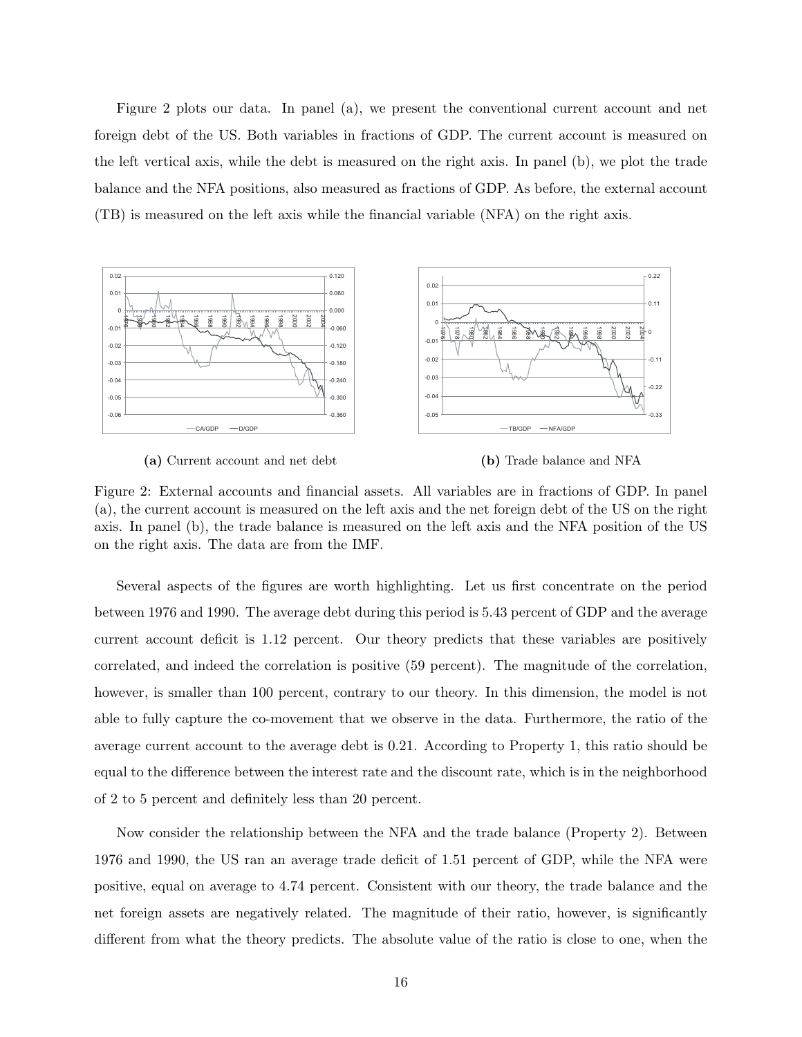Figure 2 plots our data. In panel (a), we present the conventional current account and net foreign debt of the US. Both variables in fractions of GDP. The current account is measured on the left vertical axis, while the debt is measured on the right axis. In panel (b), we plot the trade balance and the NFA positions, also measured as fractions of GDP. As before, the external account (TB) is measured on the left axis while the financial variable (NFA) on the right axis.

**(a)** Current account and net debt

**(b)** Trade balance and NFA

Figure 2: External accounts and financial assets. All variables are in fractions of GDP. In panel (a), the current account is measured on the left axis and the net foreign debt of the US on the right axis. In panel (b), the trade balance is measured on the left axis and the NFA position of the US on the right axis. The data are from the IMF.

Several aspects of the figures are worth highlighting. Let us first concentrate on the period between 1976 and 1990. The average debt during this period is 5.43 percent of GDP and the average current account deficit is 1.12 percent. Our theory predicts that these variables are positively correlated, and indeed the correlation is positive (59 percent). The magnitude of the correlation, however, is smaller than 100 percent, contrary to our theory. In this dimension, the model is not able to fully capture the co-movement that we observe in the data. Furthermore, the ratio of the average current account to the average debt is 0.21. According to Property 1, this ratio should be equal to the difference between the interest rate and the discount rate, which is in the neighborhood of 2 to 5 percent and definitely less than 20 percent.

Now consider the relationship between the NFA and the trade balance (Property 2). Between 1976 and 1990, the US ran an average trade deficit of 1.51 percent of GDP, while the NFA were positive, equal on average to 4.74 percent. Consistent with our theory, the trade balance and the net foreign assets are negatively related. The magnitude of their ratio, however, is significantly different from what the theory predicts. The absolute value of the ratio is close to one, when the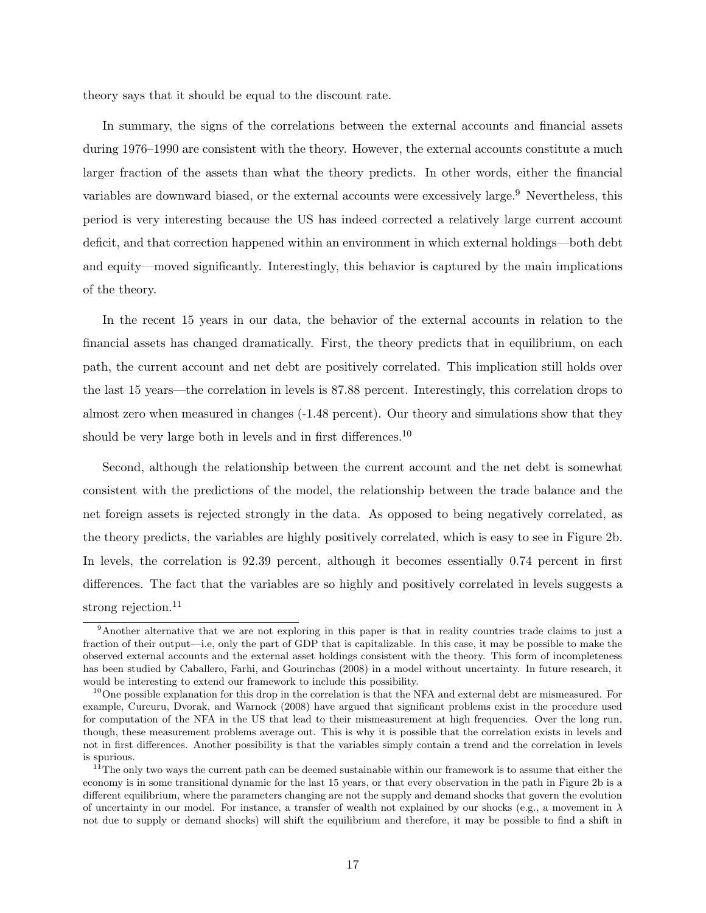theory says that it should be equal to the discount rate.

In summary, the signs of the correlations between the external accounts and financial assets during 1976–1990 are consistent with the theory. However, the external accounts constitute a much larger fraction of the assets than what the theory predicts. In other words, either the financial variables are downward biased, or the external accounts were excessively large.[9] Nevertheless, this period is very interesting because the US has indeed corrected a relatively large current account deficit, and that correction happened within an environment in which external holdings—both debt and equity—moved significantly. Interestingly, this behavior is captured by the main implications of the theory.

In the recent 15 years in our data, the behavior of the external accounts in relation to the financial assets has changed dramatically. First, the theory predicts that in equilibrium, on each path, the current account and net debt are positively correlated. This implication still holds over the last 15 years—the correlation in levels is 87.88 percent. Interestingly, this correlation drops to almost zero when measured in changes (-1.48 percent). Our theory and simulations show that they should be very large both in levels and in first differences.[10]

Second, although the relationship between the current account and the net debt is somewhat consistent with the predictions of the model, the relationship between the trade balance and the net foreign assets is rejected strongly in the data. As opposed to being negatively correlated, as the theory predicts, the variables are highly positively correlated, which is easy to see in Figure 2b. In levels, the correlation is 92.39 percent, although it becomes essentially 0.74 percent in first differences. The fact that the variables are so highly and positively correlated in levels suggests a strong rejection.[11]

[9]Another alternative that we are not exploring in this paper is that in reality countries trade claims to just a fraction of their output—i.e, only the part of GDP that is capitalizable. In this case, it may be possible to make the observed external accounts and the external asset holdings consistent with the theory. This form of incompleteness has been studied by Caballero, Farhi, and Gourinchas (2008) in a model without uncertainty. In future research, it would be interesting to extend our framework to include this possibility.

[10]One possible explanation for this drop in the correlation is that the NFA and external debt are mismeasured. For example, Curcuru, Dvorak, and Warnock (2008) have argued that significant problems exist in the procedure used for computation of the NFA in the US that lead to their mismeasurement at high frequencies. Over the long run, though, these measurement problems average out. This is why it is possible that the correlation exists in levels and not in first differences. Another possibility is that the variables simply contain a trend and the correlation in levels is spurious.

[11]The only two ways the current path can be deemed sustainable within our framework is to assume that either the economy is in some transitional dynamic for the last 15 years, or that every observation in the path in Figure 2b is a different equilibrium, where the parameters changing are not the supply and demand shocks that govern the evolution of uncertainty in our model. For instance, a transfer of wealth not explained by our shocks (e.g., a movement in $\lambda$ not due to supply or demand shocks) will shift the equilibrium and therefore, it may be possible to find a shift in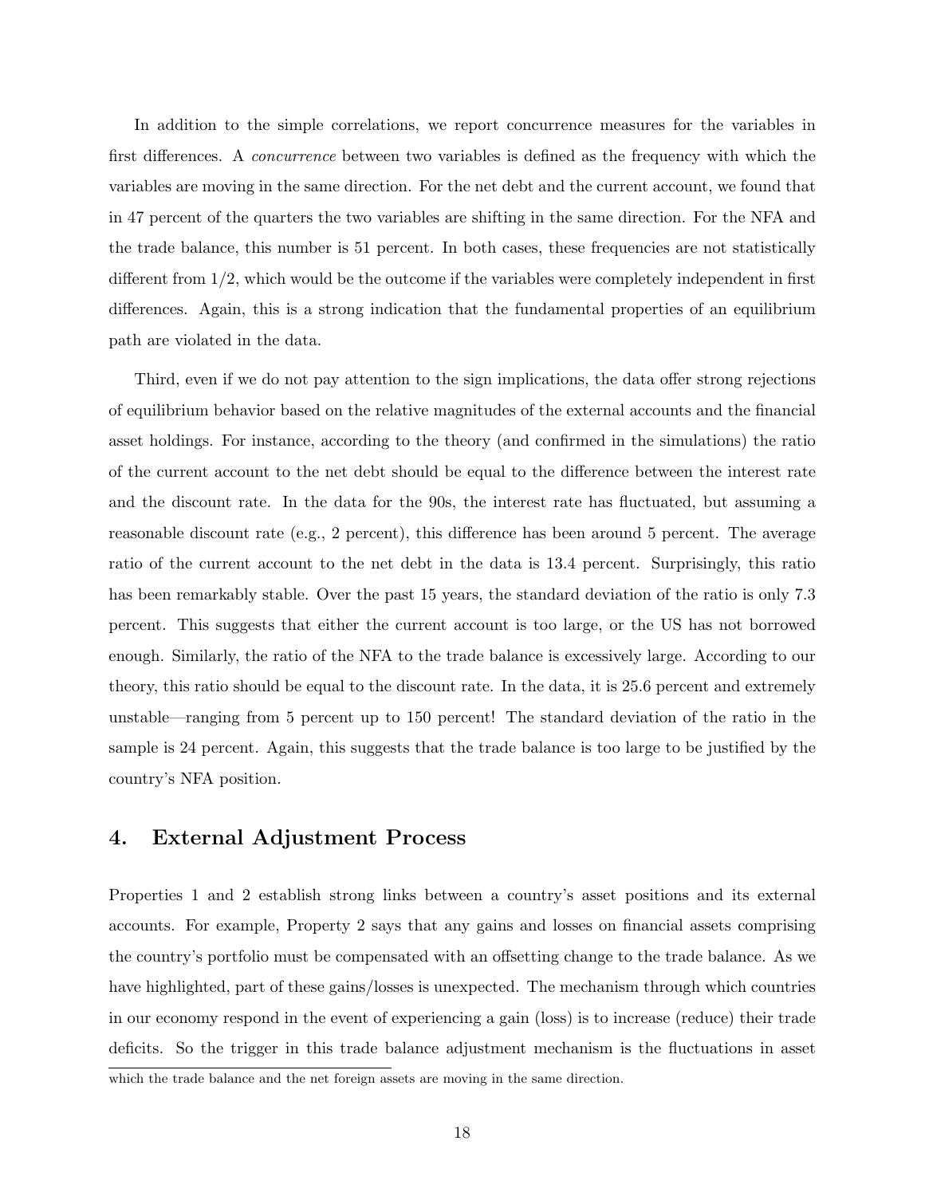In addition to the simple correlations, we report concurrence measures for the variables in first differences. A *concurrence* between two variables is defined as the frequency with which the variables are moving in the same direction. For the net debt and the current account, we found that in 47 percent of the quarters the two variables are shifting in the same direction. For the NFA and the trade balance, this number is 51 percent. In both cases, these frequencies are not statistically different from 1/2, which would be the outcome if the variables were completely independent in first differences. Again, this is a strong indication that the fundamental properties of an equilibrium path are violated in the data.

Third, even if we do not pay attention to the sign implications, the data offer strong rejections of equilibrium behavior based on the relative magnitudes of the external accounts and the financial asset holdings. For instance, according to the theory (and confirmed in the simulations) the ratio of the current account to the net debt should be equal to the difference between the interest rate and the discount rate. In the data for the 90s, the interest rate has fluctuated, but assuming a reasonable discount rate (e.g., 2 percent), this difference has been around 5 percent. The average ratio of the current account to the net debt in the data is 13.4 percent. Surprisingly, this ratio has been remarkably stable. Over the past 15 years, the standard deviation of the ratio is only 7.3 percent. This suggests that either the current account is too large, or the US has not borrowed enough. Similarly, the ratio of the NFA to the trade balance is excessively large. According to our theory, this ratio should be equal to the discount rate. In the data, it is 25.6 percent and extremely unstable—ranging from 5 percent up to 150 percent! The standard deviation of the ratio in the sample is 24 percent. Again, this suggests that the trade balance is too large to be justified by the country's NFA position.

## 4. External Adjustment Process

Properties 1 and 2 establish strong links between a country's asset positions and its external accounts. For example, Property 2 says that any gains and losses on financial assets comprising the country's portfolio must be compensated with an offsetting change to the trade balance. As we have highlighted, part of these gains/losses is unexpected. The mechanism through which countries in our economy respond in the event of experiencing a gain (loss) is to increase (reduce) their trade deficits. So the trigger in this trade balance adjustment mechanism is the fluctuations in asset

which the trade balance and the net foreign assets are moving in the same direction.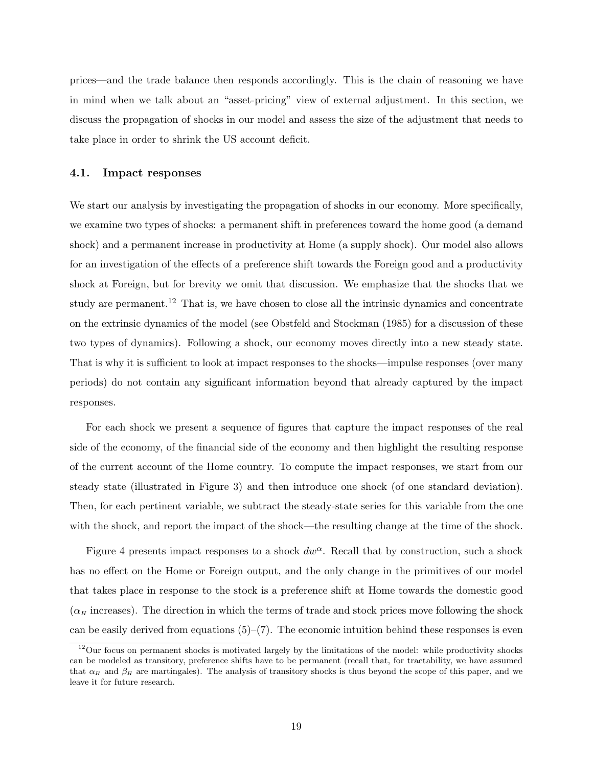prices—and the trade balance then responds accordingly. This is the chain of reasoning we have in mind when we talk about an "asset-pricing" view of external adjustment. In this section, we discuss the propagation of shocks in our model and assess the size of the adjustment that needs to take place in order to shrink the US account deficit.

### 4.1. Impact responses

We start our analysis by investigating the propagation of shocks in our economy. More specifically, we examine two types of shocks: a permanent shift in preferences toward the home good (a demand shock) and a permanent increase in productivity at Home (a supply shock). Our model also allows for an investigation of the effects of a preference shift towards the Foreign good and a productivity shock at Foreign, but for brevity we omit that discussion. We emphasize that the shocks that we study are permanent.[12] That is, we have chosen to close all the intrinsic dynamics and concentrate on the extrinsic dynamics of the model (see Obstfeld and Stockman (1985) for a discussion of these two types of dynamics). Following a shock, our economy moves directly into a new steady state. That is why it is sufficient to look at impact responses to the shocks—impulse responses (over many periods) do not contain any significant information beyond that already captured by the impact responses.

For each shock we present a sequence of figures that capture the impact responses of the real side of the economy, of the financial side of the economy and then highlight the resulting response of the current account of the Home country. To compute the impact responses, we start from our steady state (illustrated in Figure 3) and then introduce one shock (of one standard deviation). Then, for each pertinent variable, we subtract the steady-state series for this variable from the one with the shock, and report the impact of the shock—the resulting change at the time of the shock.

Figure 4 presents impact responses to a shock $dw^{\alpha}$. Recall that by construction, such a shock has no effect on the Home or Foreign output, and the only change in the primitives of our model that takes place in response to the stock is a preference shift at Home towards the domestic good ($\alpha_H$ increases). The direction in which the terms of trade and stock prices move following the shock can be easily derived from equations (5)–(7). The economic intuition behind these responses is even

[12] Our focus on permanent shocks is motivated largely by the limitations of the model: while productivity shocks can be modeled as transitory, preference shifts have to be permanent (recall that, for tractability, we have assumed that $\alpha_H$ and $\beta_H$ are martingales). The analysis of transitory shocks is thus beyond the scope of this paper, and we leave it for future research.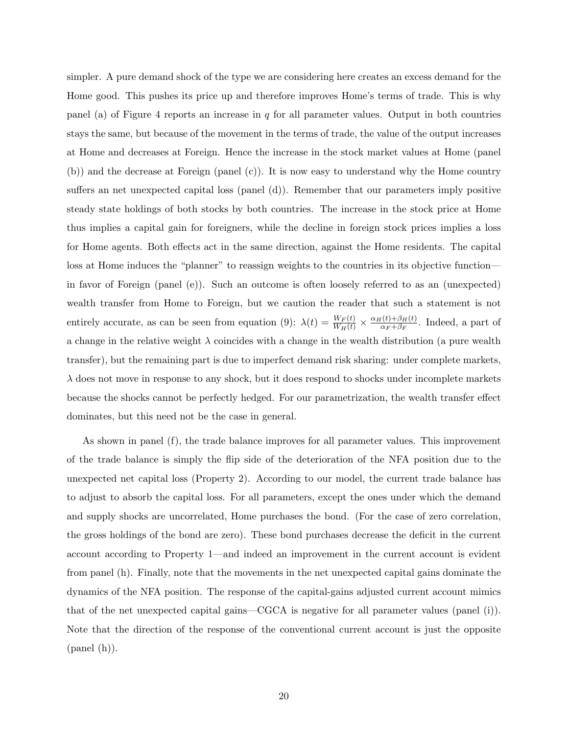simpler. A pure demand shock of the type we are considering here creates an excess demand for the Home good. This pushes its price up and therefore improves Home's terms of trade. This is why panel (a) of Figure 4 reports an increase in $q$ for all parameter values. Output in both countries stays the same, but because of the movement in the terms of trade, the value of the output increases at Home and decreases at Foreign. Hence the increase in the stock market values at Home (panel (b)) and the decrease at Foreign (panel (c)). It is now easy to understand why the Home country suffers an net unexpected capital loss (panel (d)). Remember that our parameters imply positive steady state holdings of both stocks by both countries. The increase in the stock price at Home thus implies a capital gain for foreigners, while the decline in foreign stock prices implies a loss for Home agents. Both effects act in the same direction, against the Home residents. The capital loss at Home induces the "planner" to reassign weights to the countries in its objective function—in favor of Foreign (panel (e)). Such an outcome is often loosely referred to as an (unexpected) wealth transfer from Home to Foreign, but we caution the reader that such a statement is not entirely accurate, as can be seen from equation (9): $\lambda(t) = \frac{W_F(t)}{W_H(t)} \times \frac{\alpha_H(t)+\beta_H(t)}{\alpha_F+\beta_F}$. Indeed, a part of a change in the relative weight $\lambda$ coincides with a change in the wealth distribution (a pure wealth transfer), but the remaining part is due to imperfect demand risk sharing: under complete markets, $\lambda$ does not move in response to any shock, but it does respond to shocks under incomplete markets because the shocks cannot be perfectly hedged. For our parametrization, the wealth transfer effect dominates, but this need not be the case in general.

As shown in panel (f), the trade balance improves for all parameter values. This improvement of the trade balance is simply the flip side of the deterioration of the NFA position due to the unexpected net capital loss (Property 2). According to our model, the current trade balance has to adjust to absorb the capital loss. For all parameters, except the ones under which the demand and supply shocks are uncorrelated, Home purchases the bond. (For the case of zero correlation, the gross holdings of the bond are zero). These bond purchases decrease the deficit in the current account according to Property 1—and indeed an improvement in the current account is evident from panel (h). Finally, note that the movements in the net unexpected capital gains dominate the dynamics of the NFA position. The response of the capital-gains adjusted current account mimics that of the net unexpected capital gains—CGCA is negative for all parameter values (panel (i)). Note that the direction of the response of the conventional current account is just the opposite (panel (h)).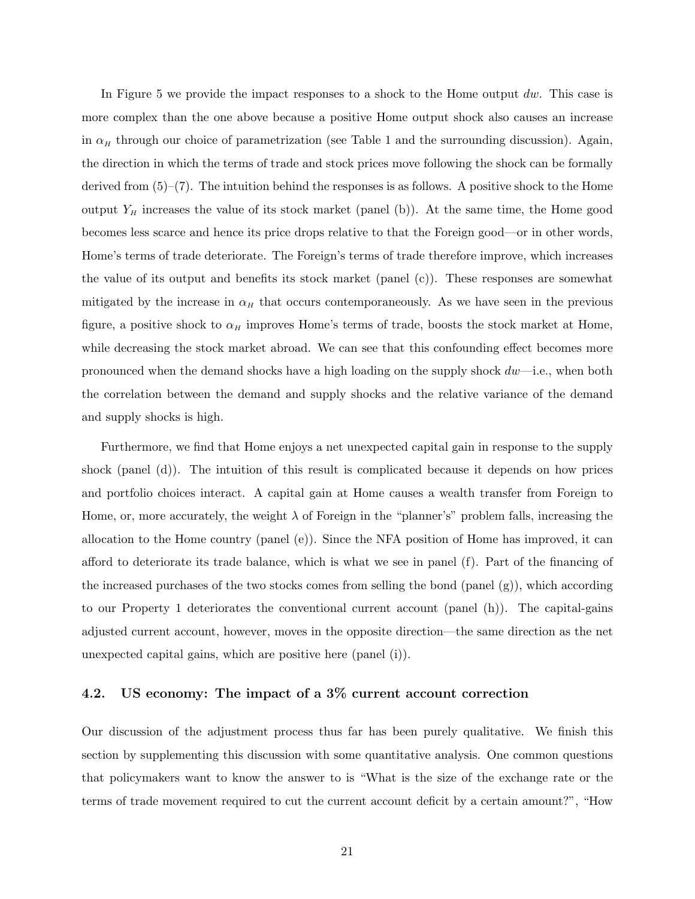In Figure 5 we provide the impact responses to a shock to the Home output $dw$. This case is more complex than the one above because a positive Home output shock also causes an increase in $\alpha_H$ through our choice of parametrization (see Table 1 and the surrounding discussion). Again, the direction in which the terms of trade and stock prices move following the shock can be formally derived from (5)–(7). The intuition behind the responses is as follows. A positive shock to the Home output $Y_H$ increases the value of its stock market (panel (b)). At the same time, the Home good becomes less scarce and hence its price drops relative to that the Foreign good—or in other words, Home's terms of trade deteriorate. The Foreign's terms of trade therefore improve, which increases the value of its output and benefits its stock market (panel (c)). These responses are somewhat mitigated by the increase in $\alpha_H$ that occurs contemporaneously. As we have seen in the previous figure, a positive shock to $\alpha_H$ improves Home's terms of trade, boosts the stock market at Home, while decreasing the stock market abroad. We can see that this confounding effect becomes more pronounced when the demand shocks have a high loading on the supply shock $dw$—i.e., when both the correlation between the demand and supply shocks and the relative variance of the demand and supply shocks is high.

Furthermore, we find that Home enjoys a net unexpected capital gain in response to the supply shock (panel (d)). The intuition of this result is complicated because it depends on how prices and portfolio choices interact. A capital gain at Home causes a wealth transfer from Foreign to Home, or, more accurately, the weight $\lambda$ of Foreign in the "planner's" problem falls, increasing the allocation to the Home country (panel (e)). Since the NFA position of Home has improved, it can afford to deteriorate its trade balance, which is what we see in panel (f). Part of the financing of the increased purchases of the two stocks comes from selling the bond (panel (g)), which according to our Property 1 deteriorates the conventional current account (panel (h)). The capital-gains adjusted current account, however, moves in the opposite direction—the same direction as the net unexpected capital gains, which are positive here (panel (i)).

### 4.2. US economy: The impact of a 3% current account correction

Our discussion of the adjustment process thus far has been purely qualitative. We finish this section by supplementing this discussion with some quantitative analysis. One common questions that policymakers want to know the answer to is "What is the size of the exchange rate or the terms of trade movement required to cut the current account deficit by a certain amount?", "How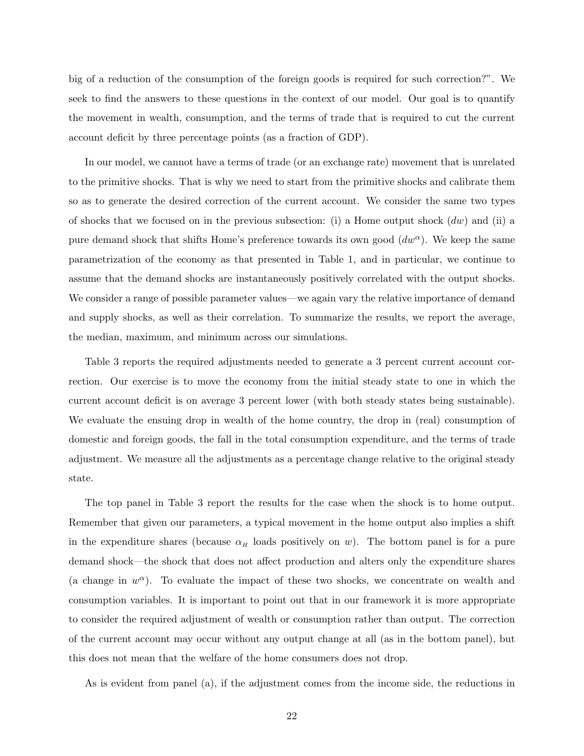big of a reduction of the consumption of the foreign goods is required for such correction?". We seek to find the answers to these questions in the context of our model. Our goal is to quantify the movement in wealth, consumption, and the terms of trade that is required to cut the current account deficit by three percentage points (as a fraction of GDP).

In our model, we cannot have a terms of trade (or an exchange rate) movement that is unrelated to the primitive shocks. That is why we need to start from the primitive shocks and calibrate them so as to generate the desired correction of the current account. We consider the same two types of shocks that we focused on in the previous subsection: (i) a Home output shock ($dw$) and (ii) a pure demand shock that shifts Home's preference towards its own good ($dw^{\alpha}$). We keep the same parametrization of the economy as that presented in Table 1, and in particular, we continue to assume that the demand shocks are instantaneously positively correlated with the output shocks. We consider a range of possible parameter values—we again vary the relative importance of demand and supply shocks, as well as their correlation. To summarize the results, we report the average, the median, maximum, and minimum across our simulations.

Table 3 reports the required adjustments needed to generate a 3 percent current account correction. Our exercise is to move the economy from the initial steady state to one in which the current account deficit is on average 3 percent lower (with both steady states being sustainable). We evaluate the ensuing drop in wealth of the home country, the drop in (real) consumption of domestic and foreign goods, the fall in the total consumption expenditure, and the terms of trade adjustment. We measure all the adjustments as a percentage change relative to the original steady state.

The top panel in Table 3 report the results for the case when the shock is to home output. Remember that given our parameters, a typical movement in the home output also implies a shift in the expenditure shares (because $\alpha_H$ loads positively on $w$). The bottom panel is for a pure demand shock—the shock that does not affect production and alters only the expenditure shares (a change in $w^{\alpha}$). To evaluate the impact of these two shocks, we concentrate on wealth and consumption variables. It is important to point out that in our framework it is more appropriate to consider the required adjustment of wealth or consumption rather than output. The correction of the current account may occur without any output change at all (as in the bottom panel), but this does not mean that the welfare of the home consumers does not drop.

As is evident from panel (a), if the adjustment comes from the income side, the reductions in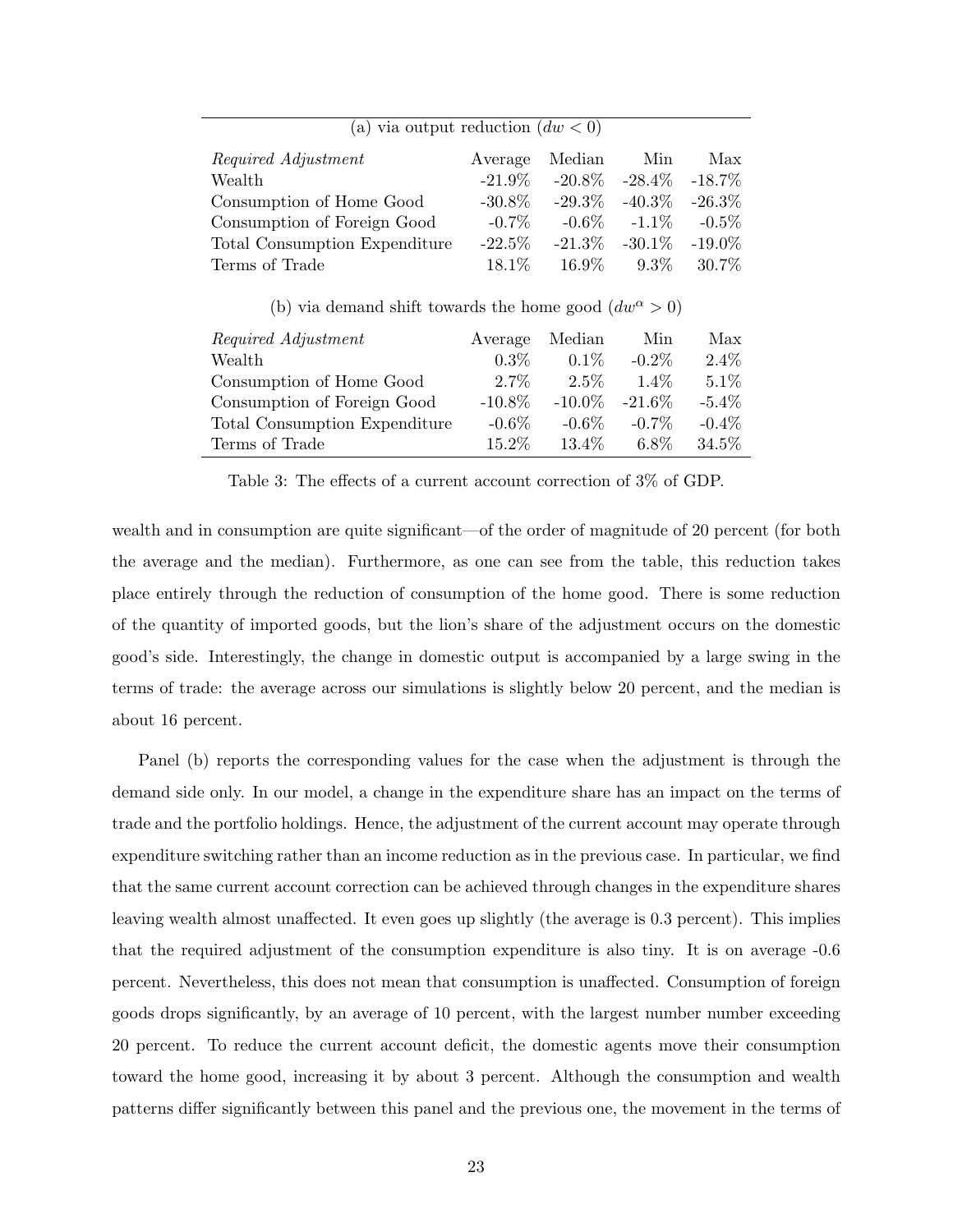| (a) via output reduction ($dw < 0$) | | | | |
|---|---|---|---|---|
| *Required Adjustment* | Average | Median | Min | Max |
| Wealth | -21.9% | -20.8% | -28.4% | -18.7% |
| Consumption of Home Good | -30.8% | -29.3% | -40.3% | -26.3% |
| Consumption of Foreign Good | -0.7% | -0.6% | -1.1% | -0.5% |
| Total Consumption Expenditure | -22.5% | -21.3% | -30.1% | -19.0% |
| Terms of Trade | 18.1% | 16.9% | 9.3% | 30.7% |

| (b) via demand shift towards the home good ($dw^{\alpha} > 0$) | | | | |
|---|---|---|---|---|
| *Required Adjustment* | Average | Median | Min | Max |
| Wealth | 0.3% | 0.1% | -0.2% | 2.4% |
| Consumption of Home Good | 2.7% | 2.5% | 1.4% | 5.1% |
| Consumption of Foreign Good | -10.8% | -10.0% | -21.6% | -5.4% |
| Total Consumption Expenditure | -0.6% | -0.6% | -0.7% | -0.4% |
| Terms of Trade | 15.2% | 13.4% | 6.8% | 34.5% |

Table 3: The effects of a current account correction of 3% of GDP.

wealth and in consumption are quite significant—of the order of magnitude of 20 percent (for both the average and the median). Furthermore, as one can see from the table, this reduction takes place entirely through the reduction of consumption of the home good. There is some reduction of the quantity of imported goods, but the lion's share of the adjustment occurs on the domestic good's side. Interestingly, the change in domestic output is accompanied by a large swing in the terms of trade: the average across our simulations is slightly below 20 percent, and the median is about 16 percent.

Panel (b) reports the corresponding values for the case when the adjustment is through the demand side only. In our model, a change in the expenditure share has an impact on the terms of trade and the portfolio holdings. Hence, the adjustment of the current account may operate through expenditure switching rather than an income reduction as in the previous case. In particular, we find that the same current account correction can be achieved through changes in the expenditure shares leaving wealth almost unaffected. It even goes up slightly (the average is 0.3 percent). This implies that the required adjustment of the consumption expenditure is also tiny. It is on average -0.6 percent. Nevertheless, this does not mean that consumption is unaffected. Consumption of foreign goods drops significantly, by an average of 10 percent, with the largest number number exceeding 20 percent. To reduce the current account deficit, the domestic agents move their consumption toward the home good, increasing it by about 3 percent. Although the consumption and wealth patterns differ significantly between this panel and the previous one, the movement in the terms of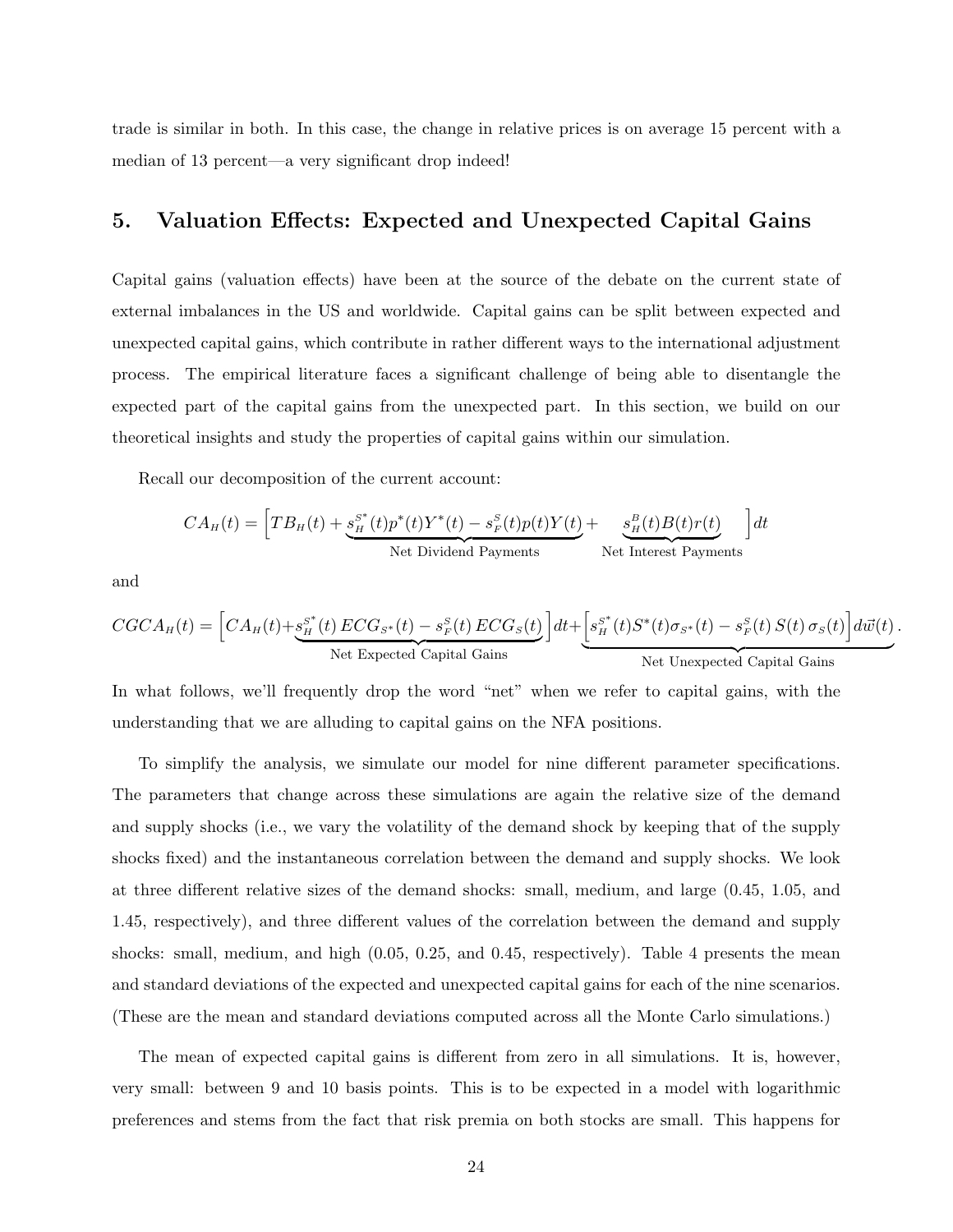trade is similar in both. In this case, the change in relative prices is on average 15 percent with a median of 13 percent—a very significant drop indeed!

## 5. Valuation Effects: Expected and Unexpected Capital Gains

Capital gains (valuation effects) have been at the source of the debate on the current state of external imbalances in the US and worldwide. Capital gains can be split between expected and unexpected capital gains, which contribute in rather different ways to the international adjustment process. The empirical literature faces a significant challenge of being able to disentangle the expected part of the capital gains from the unexpected part. In this section, we build on our theoretical insights and study the properties of capital gains within our simulation.

Recall our decomposition of the current account:

$$CA_H(t) = \Big[ TB_H(t) + \underbrace{s_H^{S^*}(t) p^*(t) Y^*(t) - s_F^{S}(t) p(t) Y(t)}_{\text{Net Dividend Payments}} + \underbrace{s_H^{B}(t) B(t) r(t)}_{\text{Net Interest Payments}} \Big] dt$$

and

$$CGCA_H(t) = \Big[ CA_H(t) + \underbrace{s_H^{S^*}(t)\, ECG_{S^*}(t) - s_F^{S}(t)\, ECG_S(t)}_{\text{Net Expected Capital Gains}} \Big] dt + \underbrace{\Big[ s_H^{S^*}(t) S^*(t) \sigma_{S^*}(t) - s_F^{S}(t)\, S(t)\, \sigma_S(t) \Big] d\vec{w}(t)}_{\text{Net Unexpected Capital Gains}}.$$

In what follows, we'll frequently drop the word "net" when we refer to capital gains, with the understanding that we are alluding to capital gains on the NFA positions.

To simplify the analysis, we simulate our model for nine different parameter specifications. The parameters that change across these simulations are again the relative size of the demand and supply shocks (i.e., we vary the volatility of the demand shock by keeping that of the supply shocks fixed) and the instantaneous correlation between the demand and supply shocks. We look at three different relative sizes of the demand shocks: small, medium, and large (0.45, 1.05, and 1.45, respectively), and three different values of the correlation between the demand and supply shocks: small, medium, and high (0.05, 0.25, and 0.45, respectively). Table 4 presents the mean and standard deviations of the expected and unexpected capital gains for each of the nine scenarios. (These are the mean and standard deviations computed across all the Monte Carlo simulations.)

The mean of expected capital gains is different from zero in all simulations. It is, however, very small: between 9 and 10 basis points. This is to be expected in a model with logarithmic preferences and stems from the fact that risk premia on both stocks are small. This happens for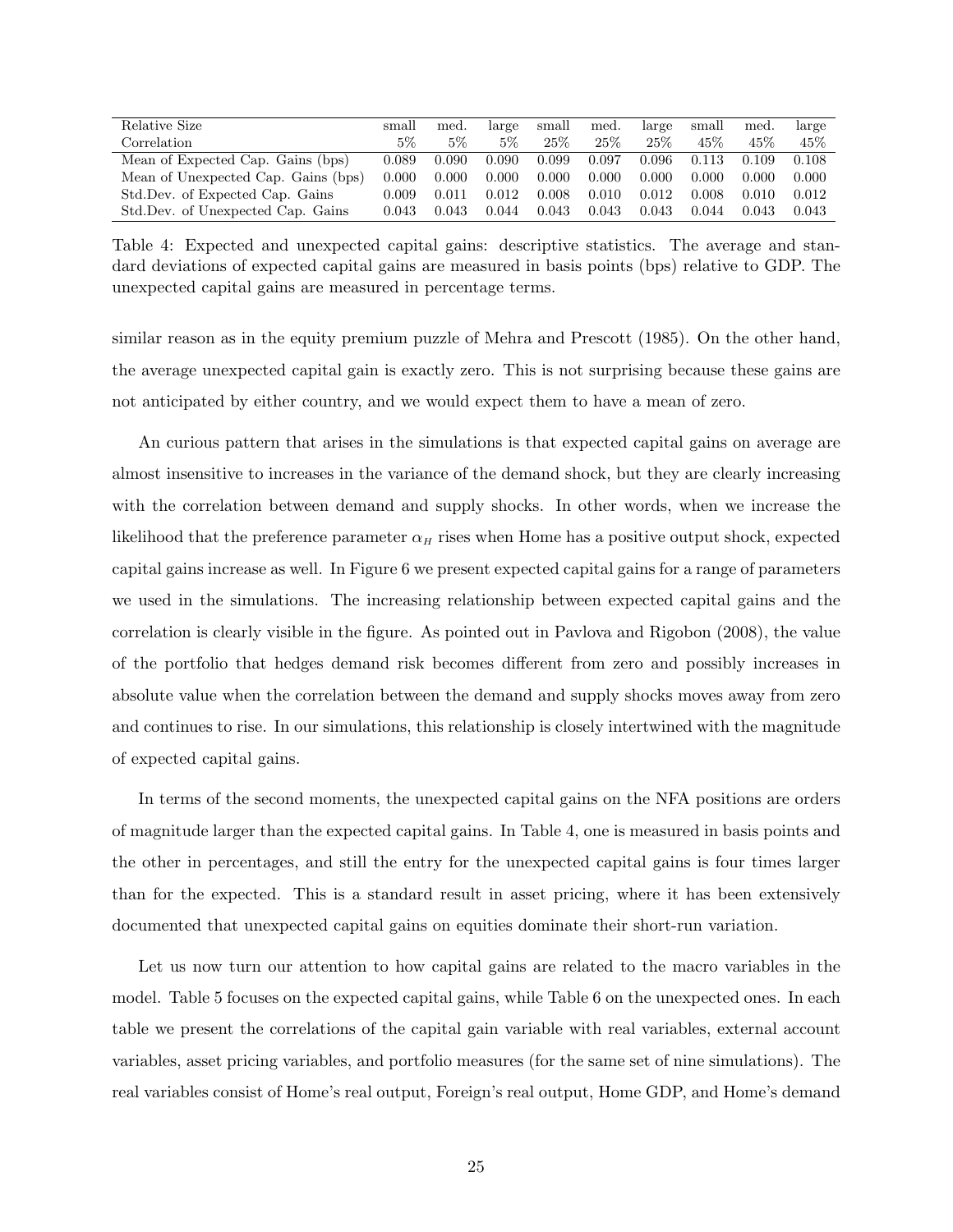| Relative Size | small | med. | large | small | med. | large | small | med. | large |
|---|---|---|---|---|---|---|---|---|---|
| Correlation | 5% | 5% | 5% | 25% | 25% | 25% | 45% | 45% | 45% |
| Mean of Expected Cap. Gains (bps) | 0.089 | 0.090 | 0.090 | 0.099 | 0.097 | 0.096 | 0.113 | 0.109 | 0.108 |
| Mean of Unexpected Cap. Gains (bps) | 0.000 | 0.000 | 0.000 | 0.000 | 0.000 | 0.000 | 0.000 | 0.000 | 0.000 |
| Std.Dev. of Expected Cap. Gains | 0.009 | 0.011 | 0.012 | 0.008 | 0.010 | 0.012 | 0.008 | 0.010 | 0.012 |
| Std.Dev. of Unexpected Cap. Gains | 0.043 | 0.043 | 0.044 | 0.043 | 0.043 | 0.043 | 0.044 | 0.043 | 0.043 |

Table 4: Expected and unexpected capital gains: descriptive statistics. The average and standard deviations of expected capital gains are measured in basis points (bps) relative to GDP. The unexpected capital gains are measured in percentage terms.

similar reason as in the equity premium puzzle of Mehra and Prescott (1985). On the other hand, the average unexpected capital gain is exactly zero. This is not surprising because these gains are not anticipated by either country, and we would expect them to have a mean of zero.

An curious pattern that arises in the simulations is that expected capital gains on average are almost insensitive to increases in the variance of the demand shock, but they are clearly increasing with the correlation between demand and supply shocks. In other words, when we increase the likelihood that the preference parameter $\alpha_H$ rises when Home has a positive output shock, expected capital gains increase as well. In Figure 6 we present expected capital gains for a range of parameters we used in the simulations. The increasing relationship between expected capital gains and the correlation is clearly visible in the figure. As pointed out in Pavlova and Rigobon (2008), the value of the portfolio that hedges demand risk becomes different from zero and possibly increases in absolute value when the correlation between the demand and supply shocks moves away from zero and continues to rise. In our simulations, this relationship is closely intertwined with the magnitude of expected capital gains.

In terms of the second moments, the unexpected capital gains on the NFA positions are orders of magnitude larger than the expected capital gains. In Table 4, one is measured in basis points and the other in percentages, and still the entry for the unexpected capital gains is four times larger than for the expected. This is a standard result in asset pricing, where it has been extensively documented that unexpected capital gains on equities dominate their short-run variation.

Let us now turn our attention to how capital gains are related to the macro variables in the model. Table 5 focuses on the expected capital gains, while Table 6 on the unexpected ones. In each table we present the correlations of the capital gain variable with real variables, external account variables, asset pricing variables, and portfolio measures (for the same set of nine simulations). The real variables consist of Home's real output, Foreign's real output, Home GDP, and Home's demand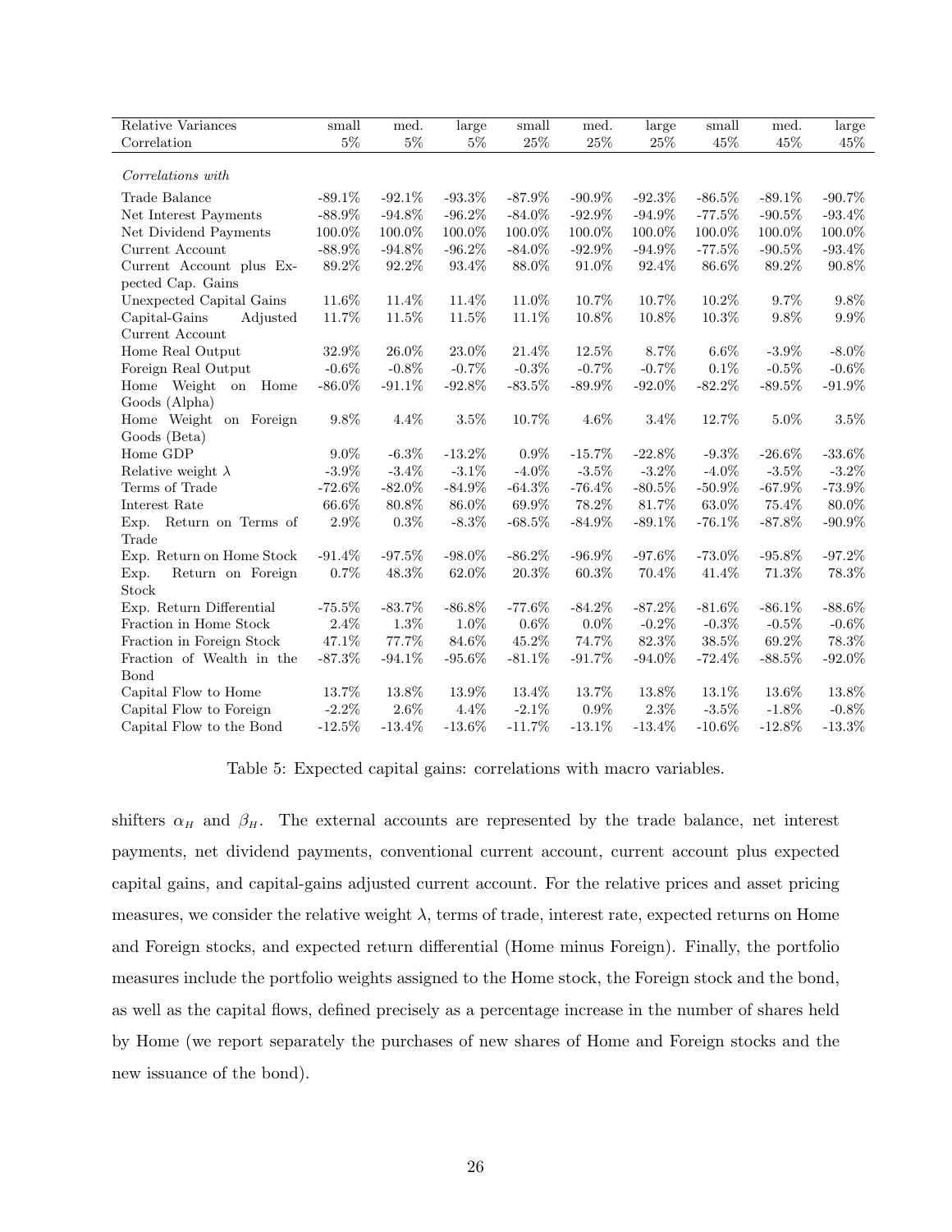| Relative Variances | small | med. | large | small | med. | large | small | med. | large |
|---|---|---|---|---|---|---|---|---|---|
| Correlation | 5% | 5% | 5% | 25% | 25% | 25% | 45% | 45% | 45% |
| *Correlations with* | | | | | | | | | |
| Trade Balance | -89.1% | -92.1% | -93.3% | -87.9% | -90.9% | -92.3% | -86.5% | -89.1% | -90.7% |
| Net Interest Payments | -88.9% | -94.8% | -96.2% | -84.0% | -92.9% | -94.9% | -77.5% | -90.5% | -93.4% |
| Net Dividend Payments | 100.0% | 100.0% | 100.0% | 100.0% | 100.0% | 100.0% | 100.0% | 100.0% | 100.0% |
| Current Account | -88.9% | -94.8% | -96.2% | -84.0% | -92.9% | -94.9% | -77.5% | -90.5% | -93.4% |
| Current Account plus Expected Cap. Gains | 89.2% | 92.2% | 93.4% | 88.0% | 91.0% | 92.4% | 86.6% | 89.2% | 90.8% |
| Unexpected Capital Gains | 11.6% | 11.4% | 11.4% | 11.0% | 10.7% | 10.7% | 10.2% | 9.7% | 9.8% |
| Capital-Gains Adjusted Current Account | 11.7% | 11.5% | 11.5% | 11.1% | 10.8% | 10.8% | 10.3% | 9.8% | 9.9% |
| Home Real Output | 32.9% | 26.0% | 23.0% | 21.4% | 12.5% | 8.7% | 6.6% | -3.9% | -8.0% |
| Foreign Real Output | -0.6% | -0.8% | -0.7% | -0.3% | -0.7% | -0.7% | 0.1% | -0.5% | -0.6% |
| Home Weight on Home Goods (Alpha) | -86.0% | -91.1% | -92.8% | -83.5% | -89.9% | -92.0% | -82.2% | -89.5% | -91.9% |
| Home Weight on Foreign Goods (Beta) | 9.8% | 4.4% | 3.5% | 10.7% | 4.6% | 3.4% | 12.7% | 5.0% | 3.5% |
| Home GDP | 9.0% | -6.3% | -13.2% | 0.9% | -15.7% | -22.8% | -9.3% | -26.6% | -33.6% |
| Relative weight $\lambda$ | -3.9% | -3.4% | -3.1% | -4.0% | -3.5% | -3.2% | -4.0% | -3.5% | -3.2% |
| Terms of Trade | -72.6% | -82.0% | -84.9% | -64.3% | -76.4% | -80.5% | -50.9% | -67.9% | -73.9% |
| Interest Rate | 66.6% | 80.8% | 86.0% | 69.9% | 78.2% | 81.7% | 63.0% | 75.4% | 80.0% |
| Exp. Return on Terms of Trade | 2.9% | 0.3% | -8.3% | -68.5% | -84.9% | -89.1% | -76.1% | -87.8% | -90.9% |
| Exp. Return on Home Stock | -91.4% | -97.5% | -98.0% | -86.2% | -96.9% | -97.6% | -73.0% | -95.8% | -97.2% |
| Exp. Return on Foreign Stock | 0.7% | 48.3% | 62.0% | 20.3% | 60.3% | 70.4% | 41.4% | 71.3% | 78.3% |
| Exp. Return Differential | -75.5% | -83.7% | -86.8% | -77.6% | -84.2% | -87.2% | -81.6% | -86.1% | -88.6% |
| Fraction in Home Stock | 2.4% | 1.3% | 1.0% | 0.6% | 0.0% | -0.2% | -0.3% | -0.5% | -0.6% |
| Fraction in Foreign Stock | 47.1% | 77.7% | 84.6% | 45.2% | 74.7% | 82.3% | 38.5% | 69.2% | 78.3% |
| Fraction of Wealth in the Bond | -87.3% | -94.1% | -95.6% | -81.1% | -91.7% | -94.0% | -72.4% | -88.5% | -92.0% |
| Capital Flow to Home | 13.7% | 13.8% | 13.9% | 13.4% | 13.7% | 13.8% | 13.1% | 13.6% | 13.8% |
| Capital Flow to Foreign | -2.2% | 2.6% | 4.4% | -2.1% | 0.9% | 2.3% | -3.5% | -1.8% | -0.8% |
| Capital Flow to the Bond | -12.5% | -13.4% | -13.6% | -11.7% | -13.1% | -13.4% | -10.6% | -12.8% | -13.3% |

Table 5: Expected capital gains: correlations with macro variables.

shifters $\alpha_H$ and $\beta_H$. The external accounts are represented by the trade balance, net interest payments, net dividend payments, conventional current account, current account plus expected capital gains, and capital-gains adjusted current account. For the relative prices and asset pricing measures, we consider the relative weight $\lambda$, terms of trade, interest rate, expected returns on Home and Foreign stocks, and expected return differential (Home minus Foreign). Finally, the portfolio measures include the portfolio weights assigned to the Home stock, the Foreign stock and the bond, as well as the capital flows, defined precisely as a percentage increase in the number of shares held by Home (we report separately the purchases of new shares of Home and Foreign stocks and the new issuance of the bond).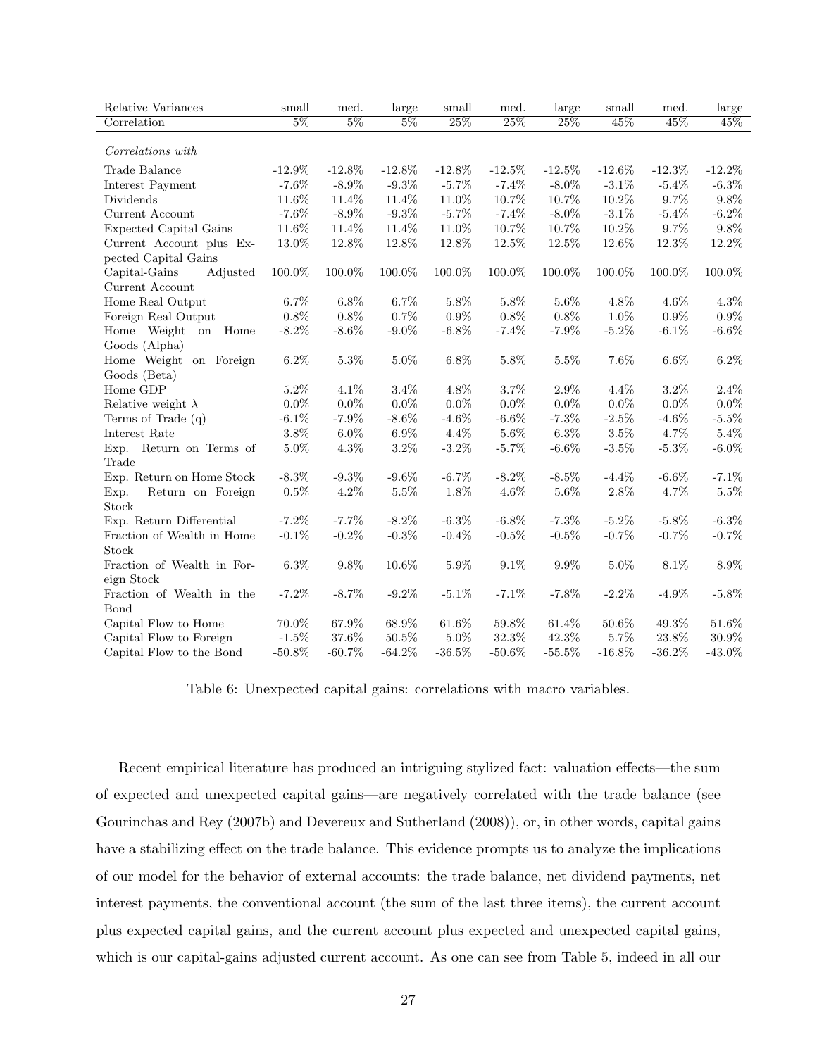| Relative Variances | small | med. | large | small | med. | large | small | med. | large |
|---|---|---|---|---|---|---|---|---|---|
| Correlation | 5% | 5% | 5% | 25% | 25% | 25% | 45% | 45% | 45% |
| *Correlations with* | | | | | | | | | |
| Trade Balance | -12.9% | -12.8% | -12.8% | -12.8% | -12.5% | -12.5% | -12.6% | -12.3% | -12.2% |
| Interest Payment | -7.6% | -8.9% | -9.3% | -5.7% | -7.4% | -8.0% | -3.1% | -5.4% | -6.3% |
| Dividends | 11.6% | 11.4% | 11.4% | 11.0% | 10.7% | 10.7% | 10.2% | 9.7% | 9.8% |
| Current Account | -7.6% | -8.9% | -9.3% | -5.7% | -7.4% | -8.0% | -3.1% | -5.4% | -6.2% |
| Expected Capital Gains | 11.6% | 11.4% | 11.4% | 11.0% | 10.7% | 10.7% | 10.2% | 9.7% | 9.8% |
| Current Account plus Expected Capital Gains | 13.0% | 12.8% | 12.8% | 12.8% | 12.5% | 12.5% | 12.6% | 12.3% | 12.2% |
| Capital-Gains Adjusted Current Account | 100.0% | 100.0% | 100.0% | 100.0% | 100.0% | 100.0% | 100.0% | 100.0% | 100.0% |
| Home Real Output | 6.7% | 6.8% | 6.7% | 5.8% | 5.8% | 5.6% | 4.8% | 4.6% | 4.3% |
| Foreign Real Output | 0.8% | 0.8% | 0.7% | 0.9% | 0.8% | 0.8% | 1.0% | 0.9% | 0.9% |
| Home Weight on Home Goods (Alpha) | -8.2% | -8.6% | -9.0% | -6.8% | -7.4% | -7.9% | -5.2% | -6.1% | -6.6% |
| Home Weight on Foreign Goods (Beta) | 6.2% | 5.3% | 5.0% | 6.8% | 5.8% | 5.5% | 7.6% | 6.6% | 6.2% |
| Home GDP | 5.2% | 4.1% | 3.4% | 4.8% | 3.7% | 2.9% | 4.4% | 3.2% | 2.4% |
| Relative weight $\lambda$ | 0.0% | 0.0% | 0.0% | 0.0% | 0.0% | 0.0% | 0.0% | 0.0% | 0.0% |
| Terms of Trade (q) | -6.1% | -7.9% | -8.6% | -4.6% | -6.6% | -7.3% | -2.5% | -4.6% | -5.5% |
| Interest Rate | 3.8% | 6.0% | 6.9% | 4.4% | 5.6% | 6.3% | 3.5% | 4.7% | 5.4% |
| Exp. Return on Terms of Trade | 5.0% | 4.3% | 3.2% | -3.2% | -5.7% | -6.6% | -3.5% | -5.3% | -6.0% |
| Exp. Return on Home Stock | -8.3% | -9.3% | -9.6% | -6.7% | -8.2% | -8.5% | -4.4% | -6.6% | -7.1% |
| Exp. Return on Foreign Stock | 0.5% | 4.2% | 5.5% | 1.8% | 4.6% | 5.6% | 2.8% | 4.7% | 5.5% |
| Exp. Return Differential | -7.2% | -7.7% | -8.2% | -6.3% | -6.8% | -7.3% | -5.2% | -5.8% | -6.3% |
| Fraction of Wealth in Home Stock | -0.1% | -0.2% | -0.3% | -0.4% | -0.5% | -0.5% | -0.7% | -0.7% | -0.7% |
| Fraction of Wealth in Foreign Stock | 6.3% | 9.8% | 10.6% | 5.9% | 9.1% | 9.9% | 5.0% | 8.1% | 8.9% |
| Fraction of Wealth in the Bond | -7.2% | -8.7% | -9.2% | -5.1% | -7.1% | -7.8% | -2.2% | -4.9% | -5.8% |
| Capital Flow to Home | 70.0% | 67.9% | 68.9% | 61.6% | 59.8% | 61.4% | 50.6% | 49.3% | 51.6% |
| Capital Flow to Foreign | -1.5% | 37.6% | 50.5% | 5.0% | 32.3% | 42.3% | 5.7% | 23.8% | 30.9% |
| Capital Flow to the Bond | -50.8% | -60.7% | -64.2% | -36.5% | -50.6% | -55.5% | -16.8% | -36.2% | -43.0% |

Table 6: Unexpected capital gains: correlations with macro variables.

Recent empirical literature has produced an intriguing stylized fact: valuation effects—the sum of expected and unexpected capital gains—are negatively correlated with the trade balance (see Gourinchas and Rey (2007b) and Devereux and Sutherland (2008)), or, in other words, capital gains have a stabilizing effect on the trade balance. This evidence prompts us to analyze the implications of our model for the behavior of external accounts: the trade balance, net dividend payments, net interest payments, the conventional account (the sum of the last three items), the current account plus expected capital gains, and the current account plus expected and unexpected capital gains, which is our capital-gains adjusted current account. As one can see from Table 5, indeed in all our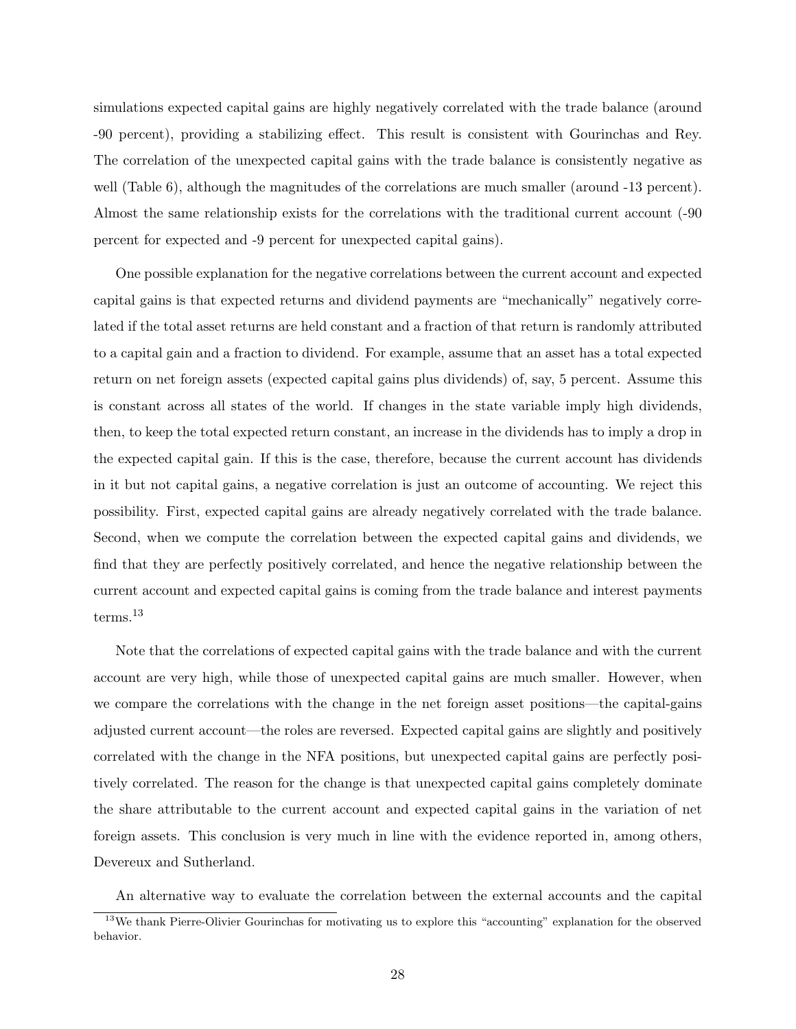simulations expected capital gains are highly negatively correlated with the trade balance (around -90 percent), providing a stabilizing effect. This result is consistent with Gourinchas and Rey. The correlation of the unexpected capital gains with the trade balance is consistently negative as well (Table 6), although the magnitudes of the correlations are much smaller (around -13 percent). Almost the same relationship exists for the correlations with the traditional current account (-90 percent for expected and -9 percent for unexpected capital gains).

One possible explanation for the negative correlations between the current account and expected capital gains is that expected returns and dividend payments are "mechanically" negatively correlated if the total asset returns are held constant and a fraction of that return is randomly attributed to a capital gain and a fraction to dividend. For example, assume that an asset has a total expected return on net foreign assets (expected capital gains plus dividends) of, say, 5 percent. Assume this is constant across all states of the world. If changes in the state variable imply high dividends, then, to keep the total expected return constant, an increase in the dividends has to imply a drop in the expected capital gain. If this is the case, therefore, because the current account has dividends in it but not capital gains, a negative correlation is just an outcome of accounting. We reject this possibility. First, expected capital gains are already negatively correlated with the trade balance. Second, when we compute the correlation between the expected capital gains and dividends, we find that they are perfectly positively correlated, and hence the negative relationship between the current account and expected capital gains is coming from the trade balance and interest payments terms.[13]

Note that the correlations of expected capital gains with the trade balance and with the current account are very high, while those of unexpected capital gains are much smaller. However, when we compare the correlations with the change in the net foreign asset positions—the capital-gains adjusted current account—the roles are reversed. Expected capital gains are slightly and positively correlated with the change in the NFA positions, but unexpected capital gains are perfectly positively correlated. The reason for the change is that unexpected capital gains completely dominate the share attributable to the current account and expected capital gains in the variation of net foreign assets. This conclusion is very much in line with the evidence reported in, among others, Devereux and Sutherland.

An alternative way to evaluate the correlation between the external accounts and the capital

[13] We thank Pierre-Olivier Gourinchas for motivating us to explore this "accounting" explanation for the observed behavior.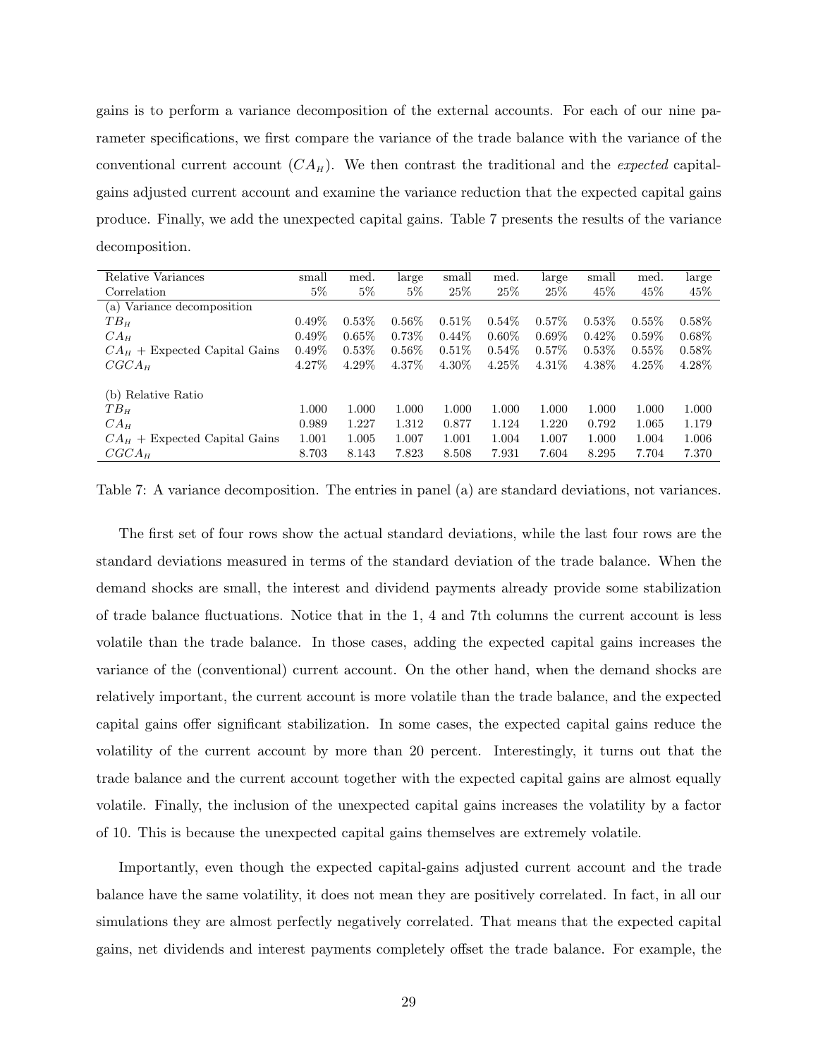gains is to perform a variance decomposition of the external accounts. For each of our nine parameter specifications, we first compare the variance of the trade balance with the variance of the conventional current account ($CA_H$). We then contrast the traditional and the *expected* capital-gains adjusted current account and examine the variance reduction that the expected capital gains produce. Finally, we add the unexpected capital gains. Table 7 presents the results of the variance decomposition.

| Relative Variances | small | med. | large | small | med. | large | small | med. | large |
|---|---|---|---|---|---|---|---|---|---|
| Correlation | 5% | 5% | 5% | 25% | 25% | 25% | 45% | 45% | 45% |
| (a) Variance decomposition | | | | | | | | | |
| $TB_H$ | 0.49% | 0.53% | 0.56% | 0.51% | 0.54% | 0.57% | 0.53% | 0.55% | 0.58% |
| $CA_H$ | 0.49% | 0.65% | 0.73% | 0.44% | 0.60% | 0.69% | 0.42% | 0.59% | 0.68% |
| $CA_H$ + Expected Capital Gains | 0.49% | 0.53% | 0.56% | 0.51% | 0.54% | 0.57% | 0.53% | 0.55% | 0.58% |
| $CGCA_H$ | 4.27% | 4.29% | 4.37% | 4.30% | 4.25% | 4.31% | 4.38% | 4.25% | 4.28% |
| (b) Relative Ratio | | | | | | | | | |
| $TB_H$ | 1.000 | 1.000 | 1.000 | 1.000 | 1.000 | 1.000 | 1.000 | 1.000 | 1.000 |
| $CA_H$ | 0.989 | 1.227 | 1.312 | 0.877 | 1.124 | 1.220 | 0.792 | 1.065 | 1.179 |
| $CA_H$ + Expected Capital Gains | 1.001 | 1.005 | 1.007 | 1.001 | 1.004 | 1.007 | 1.000 | 1.004 | 1.006 |
| $CGCA_H$ | 8.703 | 8.143 | 7.823 | 8.508 | 7.931 | 7.604 | 8.295 | 7.704 | 7.370 |

Table 7: A variance decomposition. The entries in panel (a) are standard deviations, not variances.

The first set of four rows show the actual standard deviations, while the last four rows are the standard deviations measured in terms of the standard deviation of the trade balance. When the demand shocks are small, the interest and dividend payments already provide some stabilization of trade balance fluctuations. Notice that in the 1, 4 and 7th columns the current account is less volatile than the trade balance. In those cases, adding the expected capital gains increases the variance of the (conventional) current account. On the other hand, when the demand shocks are relatively important, the current account is more volatile than the trade balance, and the expected capital gains offer significant stabilization. In some cases, the expected capital gains reduce the volatility of the current account by more than 20 percent. Interestingly, it turns out that the trade balance and the current account together with the expected capital gains are almost equally volatile. Finally, the inclusion of the unexpected capital gains increases the volatility by a factor of 10. This is because the unexpected capital gains themselves are extremely volatile.

Importantly, even though the expected capital-gains adjusted current account and the trade balance have the same volatility, it does not mean they are positively correlated. In fact, in all our simulations they are almost perfectly negatively correlated. That means that the expected capital gains, net dividends and interest payments completely offset the trade balance. For example, the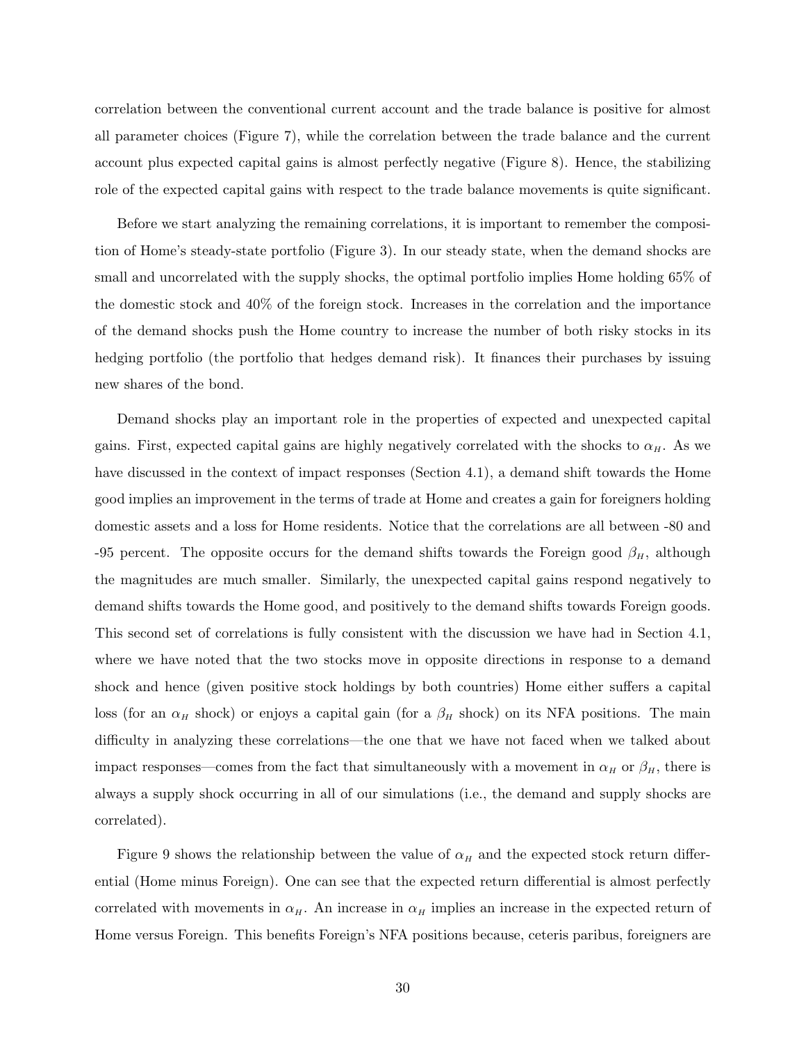correlation between the conventional current account and the trade balance is positive for almost all parameter choices (Figure 7), while the correlation between the trade balance and the current account plus expected capital gains is almost perfectly negative (Figure 8). Hence, the stabilizing role of the expected capital gains with respect to the trade balance movements is quite significant.

Before we start analyzing the remaining correlations, it is important to remember the composition of Home's steady-state portfolio (Figure 3). In our steady state, when the demand shocks are small and uncorrelated with the supply shocks, the optimal portfolio implies Home holding 65% of the domestic stock and 40% of the foreign stock. Increases in the correlation and the importance of the demand shocks push the Home country to increase the number of both risky stocks in its hedging portfolio (the portfolio that hedges demand risk). It finances their purchases by issuing new shares of the bond.

Demand shocks play an important role in the properties of expected and unexpected capital gains. First, expected capital gains are highly negatively correlated with the shocks to $\alpha_H$. As we have discussed in the context of impact responses (Section 4.1), a demand shift towards the Home good implies an improvement in the terms of trade at Home and creates a gain for foreigners holding domestic assets and a loss for Home residents. Notice that the correlations are all between -80 and -95 percent. The opposite occurs for the demand shifts towards the Foreign good $\beta_H$, although the magnitudes are much smaller. Similarly, the unexpected capital gains respond negatively to demand shifts towards the Home good, and positively to the demand shifts towards Foreign goods. This second set of correlations is fully consistent with the discussion we have had in Section 4.1, where we have noted that the two stocks move in opposite directions in response to a demand shock and hence (given positive stock holdings by both countries) Home either suffers a capital loss (for an $\alpha_H$ shock) or enjoys a capital gain (for a $\beta_H$ shock) on its NFA positions. The main difficulty in analyzing these correlations—the one that we have not faced when we talked about impact responses—comes from the fact that simultaneously with a movement in $\alpha_H$ or $\beta_H$, there is always a supply shock occurring in all of our simulations (i.e., the demand and supply shocks are correlated).

Figure 9 shows the relationship between the value of $\alpha_H$ and the expected stock return differential (Home minus Foreign). One can see that the expected return differential is almost perfectly correlated with movements in $\alpha_H$. An increase in $\alpha_H$ implies an increase in the expected return of Home versus Foreign. This benefits Foreign's NFA positions because, ceteris paribus, foreigners are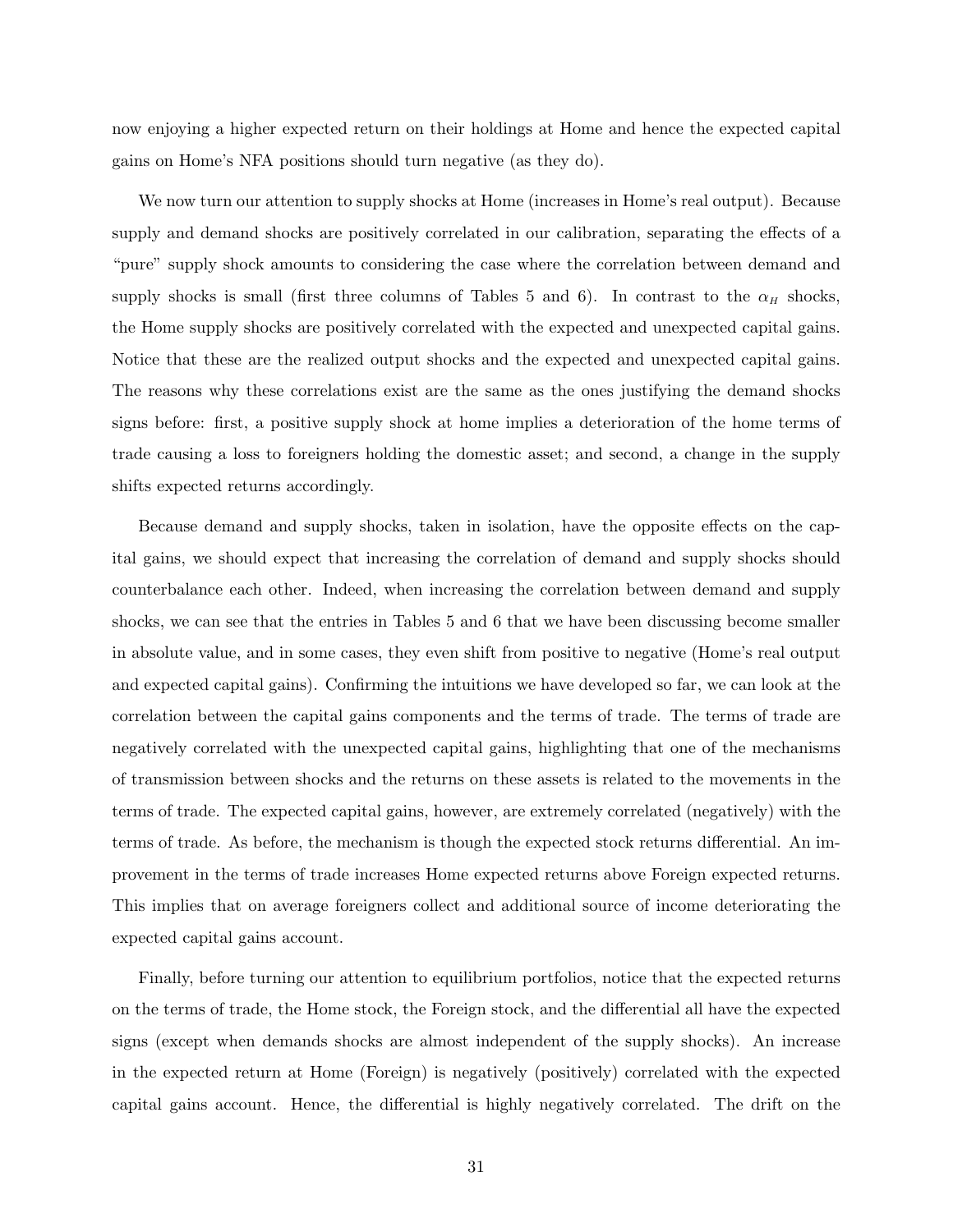now enjoying a higher expected return on their holdings at Home and hence the expected capital gains on Home's NFA positions should turn negative (as they do).

We now turn our attention to supply shocks at Home (increases in Home's real output). Because supply and demand shocks are positively correlated in our calibration, separating the effects of a "pure" supply shock amounts to considering the case where the correlation between demand and supply shocks is small (first three columns of Tables 5 and 6). In contrast to the $\alpha_H$ shocks, the Home supply shocks are positively correlated with the expected and unexpected capital gains. Notice that these are the realized output shocks and the expected and unexpected capital gains. The reasons why these correlations exist are the same as the ones justifying the demand shocks signs before: first, a positive supply shock at home implies a deterioration of the home terms of trade causing a loss to foreigners holding the domestic asset; and second, a change in the supply shifts expected returns accordingly.

Because demand and supply shocks, taken in isolation, have the opposite effects on the capital gains, we should expect that increasing the correlation of demand and supply shocks should counterbalance each other. Indeed, when increasing the correlation between demand and supply shocks, we can see that the entries in Tables 5 and 6 that we have been discussing become smaller in absolute value, and in some cases, they even shift from positive to negative (Home's real output and expected capital gains). Confirming the intuitions we have developed so far, we can look at the correlation between the capital gains components and the terms of trade. The terms of trade are negatively correlated with the unexpected capital gains, highlighting that one of the mechanisms of transmission between shocks and the returns on these assets is related to the movements in the terms of trade. The expected capital gains, however, are extremely correlated (negatively) with the terms of trade. As before, the mechanism is though the expected stock returns differential. An improvement in the terms of trade increases Home expected returns above Foreign expected returns. This implies that on average foreigners collect and additional source of income deteriorating the expected capital gains account.

Finally, before turning our attention to equilibrium portfolios, notice that the expected returns on the terms of trade, the Home stock, the Foreign stock, and the differential all have the expected signs (except when demands shocks are almost independent of the supply shocks). An increase in the expected return at Home (Foreign) is negatively (positively) correlated with the expected capital gains account. Hence, the differential is highly negatively correlated. The drift on the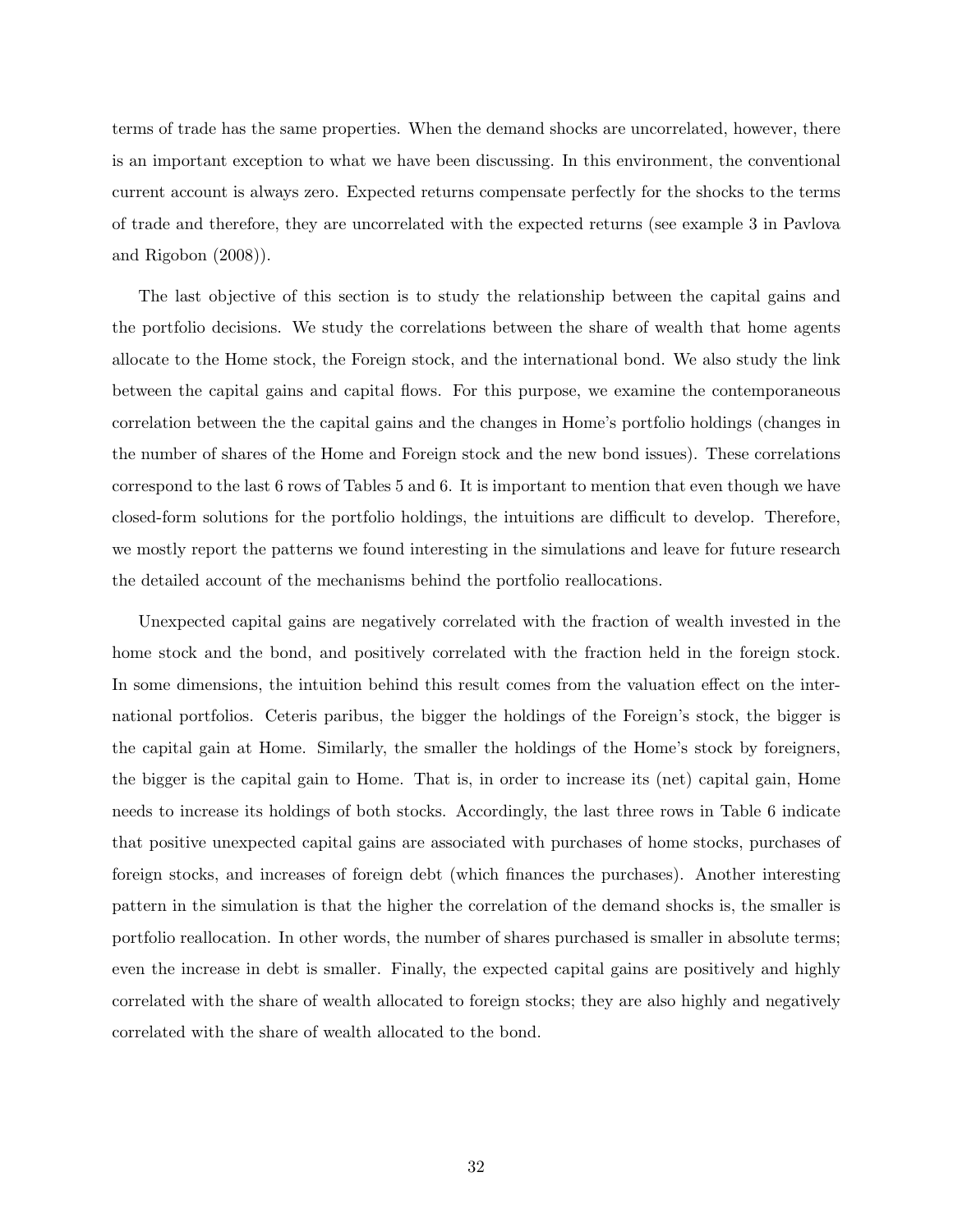terms of trade has the same properties. When the demand shocks are uncorrelated, however, there is an important exception to what we have been discussing. In this environment, the conventional current account is always zero. Expected returns compensate perfectly for the shocks to the terms of trade and therefore, they are uncorrelated with the expected returns (see example 3 in Pavlova and Rigobon (2008)).

The last objective of this section is to study the relationship between the capital gains and the portfolio decisions. We study the correlations between the share of wealth that home agents allocate to the Home stock, the Foreign stock, and the international bond. We also study the link between the capital gains and capital flows. For this purpose, we examine the contemporaneous correlation between the the capital gains and the changes in Home's portfolio holdings (changes in the number of shares of the Home and Foreign stock and the new bond issues). These correlations correspond to the last 6 rows of Tables 5 and 6. It is important to mention that even though we have closed-form solutions for the portfolio holdings, the intuitions are difficult to develop. Therefore, we mostly report the patterns we found interesting in the simulations and leave for future research the detailed account of the mechanisms behind the portfolio reallocations.

Unexpected capital gains are negatively correlated with the fraction of wealth invested in the home stock and the bond, and positively correlated with the fraction held in the foreign stock. In some dimensions, the intuition behind this result comes from the valuation effect on the international portfolios. Ceteris paribus, the bigger the holdings of the Foreign's stock, the bigger is the capital gain at Home. Similarly, the smaller the holdings of the Home's stock by foreigners, the bigger is the capital gain to Home. That is, in order to increase its (net) capital gain, Home needs to increase its holdings of both stocks. Accordingly, the last three rows in Table 6 indicate that positive unexpected capital gains are associated with purchases of home stocks, purchases of foreign stocks, and increases of foreign debt (which finances the purchases). Another interesting pattern in the simulation is that the higher the correlation of the demand shocks is, the smaller is portfolio reallocation. In other words, the number of shares purchased is smaller in absolute terms; even the increase in debt is smaller. Finally, the expected capital gains are positively and highly correlated with the share of wealth allocated to foreign stocks; they are also highly and negatively correlated with the share of wealth allocated to the bond.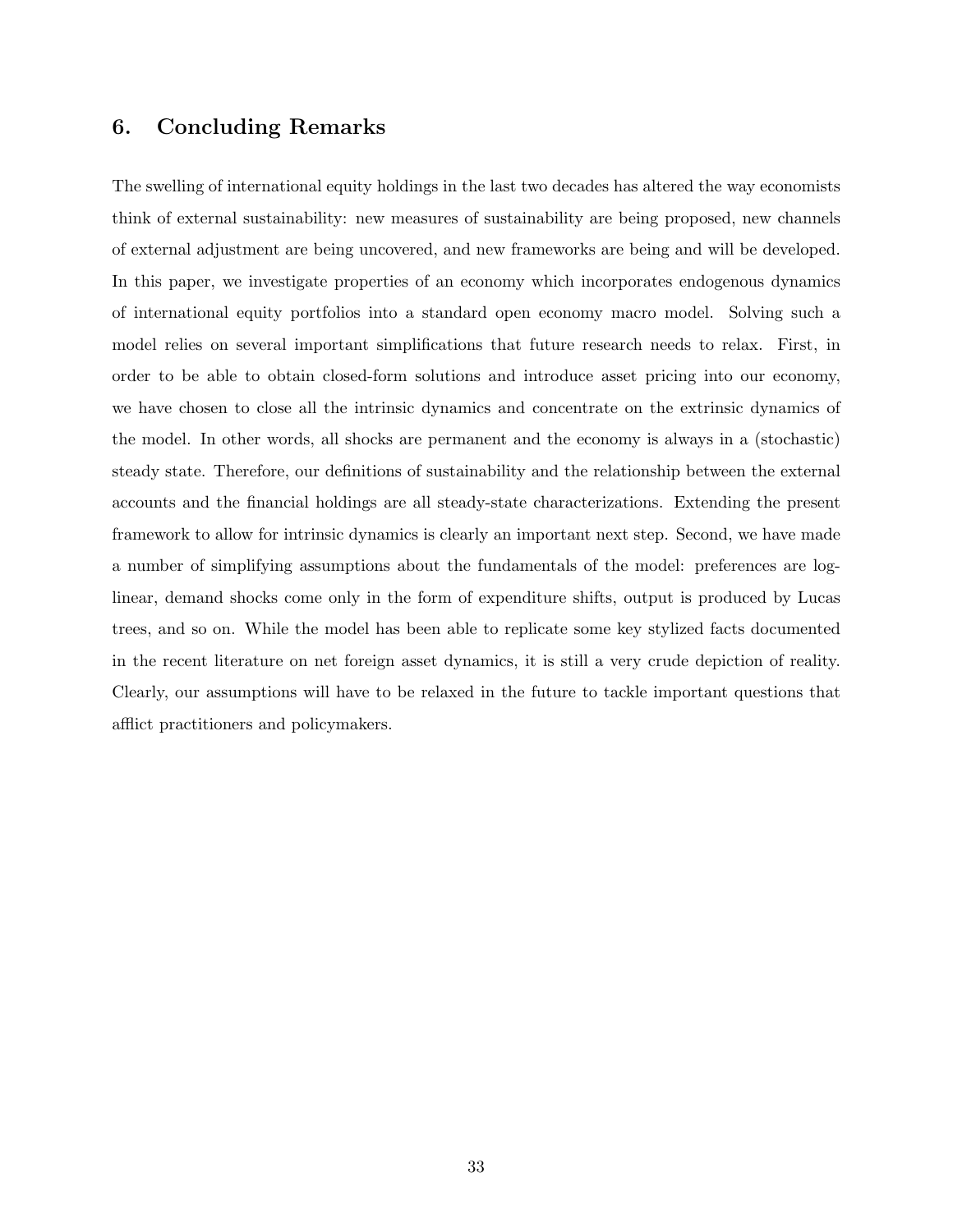## 6. Concluding Remarks

The swelling of international equity holdings in the last two decades has altered the way economists think of external sustainability: new measures of sustainability are being proposed, new channels of external adjustment are being uncovered, and new frameworks are being and will be developed. In this paper, we investigate properties of an economy which incorporates endogenous dynamics of international equity portfolios into a standard open economy macro model. Solving such a model relies on several important simplifications that future research needs to relax. First, in order to be able to obtain closed-form solutions and introduce asset pricing into our economy, we have chosen to close all the intrinsic dynamics and concentrate on the extrinsic dynamics of the model. In other words, all shocks are permanent and the economy is always in a (stochastic) steady state. Therefore, our definitions of sustainability and the relationship between the external accounts and the financial holdings are all steady-state characterizations. Extending the present framework to allow for intrinsic dynamics is clearly an important next step. Second, we have made a number of simplifying assumptions about the fundamentals of the model: preferences are log-linear, demand shocks come only in the form of expenditure shifts, output is produced by Lucas trees, and so on. While the model has been able to replicate some key stylized facts documented in the recent literature on net foreign asset dynamics, it is still a very crude depiction of reality. Clearly, our assumptions will have to be relaxed in the future to tackle important questions that afflict practitioners and policymakers.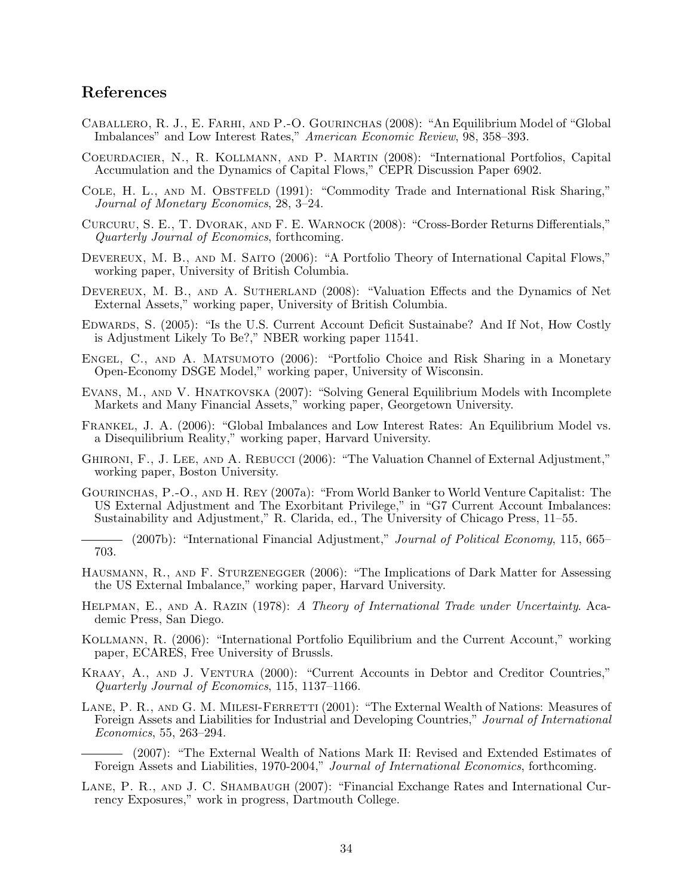## References

Caballero, R. J., E. Farhi, and P.-O. Gourinchas (2008): "An Equilibrium Model of "Global Imbalances" and Low Interest Rates," *American Economic Review*, 98, 358–393.

Coeurdacier, N., R. Kollmann, and P. Martin (2008): "International Portfolios, Capital Accumulation and the Dynamics of Capital Flows," CEPR Discussion Paper 6902.

Cole, H. L., and M. Obstfeld (1991): "Commodity Trade and International Risk Sharing," *Journal of Monetary Economics*, 28, 3–24.

Curcuru, S. E., T. Dvorak, and F. E. Warnock (2008): "Cross-Border Returns Differentials," *Quarterly Journal of Economics*, forthcoming.

Devereux, M. B., and M. Saito (2006): "A Portfolio Theory of International Capital Flows," working paper, University of British Columbia.

Devereux, M. B., and A. Sutherland (2008): "Valuation Effects and the Dynamics of Net External Assets," working paper, University of British Columbia.

Edwards, S. (2005): "Is the U.S. Current Account Deficit Sustainabe? And If Not, How Costly is Adjustment Likely To Be?," NBER working paper 11541.

Engel, C., and A. Matsumoto (2006): "Portfolio Choice and Risk Sharing in a Monetary Open-Economy DSGE Model," working paper, University of Wisconsin.

Evans, M., and V. Hnatkovska (2007): "Solving General Equilibrium Models with Incomplete Markets and Many Financial Assets," working paper, Georgetown University.

Frankel, J. A. (2006): "Global Imbalances and Low Interest Rates: An Equilibrium Model vs. a Disequilibrium Reality," working paper, Harvard University.

Ghironi, F., J. Lee, and A. Rebucci (2006): "The Valuation Channel of External Adjustment," working paper, Boston University.

Gourinchas, P.-O., and H. Rey (2007a): "From World Banker to World Venture Capitalist: The US External Adjustment and The Exorbitant Privilege," in "G7 Current Account Imbalances: Sustainability and Adjustment," R. Clarida, ed., The University of Chicago Press, 11–55.

——— (2007b): "International Financial Adjustment," *Journal of Political Economy*, 115, 665–703.

Hausmann, R., and F. Sturzenegger (2006): "The Implications of Dark Matter for Assessing the US External Imbalance," working paper, Harvard University.

Helpman, E., and A. Razin (1978): *A Theory of International Trade under Uncertainty*. Academic Press, San Diego.

Kollmann, R. (2006): "International Portfolio Equilibrium and the Current Account," working paper, ECARES, Free University of Brussls.

Kraay, A., and J. Ventura (2000): "Current Accounts in Debtor and Creditor Countries," *Quarterly Journal of Economics*, 115, 1137–1166.

Lane, P. R., and G. M. Milesi-Ferretti (2001): "The External Wealth of Nations: Measures of Foreign Assets and Liabilities for Industrial and Developing Countries," *Journal of International Economics*, 55, 263–294.

——— (2007): "The External Wealth of Nations Mark II: Revised and Extended Estimates of Foreign Assets and Liabilities, 1970-2004," *Journal of International Economics*, forthcoming.

Lane, P. R., and J. C. Shambaugh (2007): "Financial Exchange Rates and International Currency Exposures," work in progress, Dartmouth College.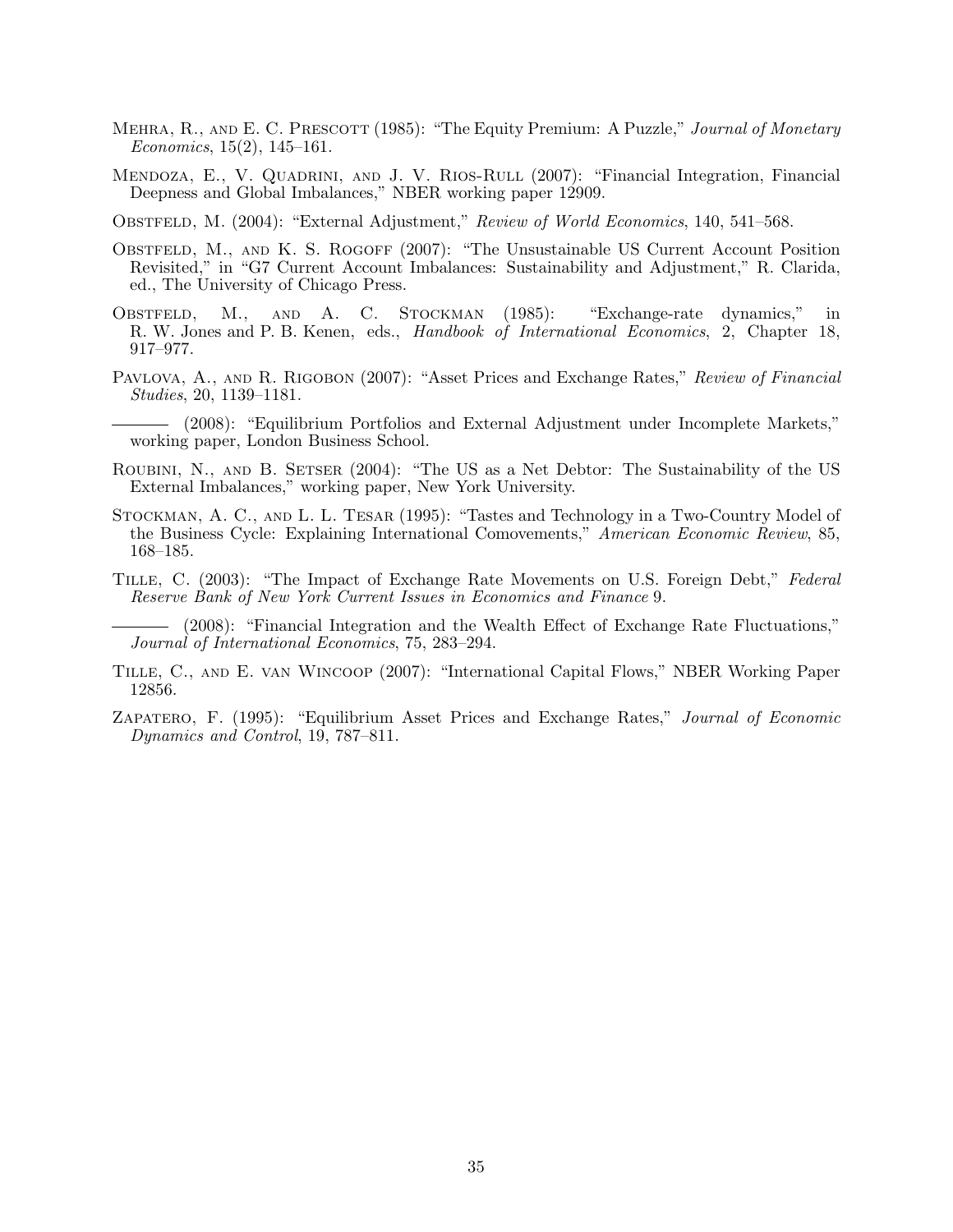Mehra, R., and E. C. Prescott (1985): "The Equity Premium: A Puzzle," *Journal of Monetary Economics*, 15(2), 145–161.

Mendoza, E., V. Quadrini, and J. V. Rios-Rull (2007): "Financial Integration, Financial Deepness and Global Imbalances," NBER working paper 12909.

Obstfeld, M. (2004): "External Adjustment," *Review of World Economics*, 140, 541–568.

Obstfeld, M., and K. S. Rogoff (2007): "The Unsustainable US Current Account Position Revisited," in "G7 Current Account Imbalances: Sustainability and Adjustment," R. Clarida, ed., The University of Chicago Press.

Obstfeld, M., and A. C. Stockman (1985): "Exchange-rate dynamics," in R. W. Jones and P. B. Kenen, eds., *Handbook of International Economics*, 2, Chapter 18, 917–977.

Pavlova, A., and R. Rigobon (2007): "Asset Prices and Exchange Rates," *Review of Financial Studies*, 20, 1139–1181.

——— (2008): "Equilibrium Portfolios and External Adjustment under Incomplete Markets," working paper, London Business School.

Roubini, N., and B. Setser (2004): "The US as a Net Debtor: The Sustainability of the US External Imbalances," working paper, New York University.

Stockman, A. C., and L. L. Tesar (1995): "Tastes and Technology in a Two-Country Model of the Business Cycle: Explaining International Comovements," *American Economic Review*, 85, 168–185.

Tille, C. (2003): "The Impact of Exchange Rate Movements on U.S. Foreign Debt," *Federal Reserve Bank of New York Current Issues in Economics and Finance* 9.

——— (2008): "Financial Integration and the Wealth Effect of Exchange Rate Fluctuations," *Journal of International Economics*, 75, 283–294.

Tille, C., and E. van Wincoop (2007): "International Capital Flows," NBER Working Paper 12856.

Zapatero, F. (1995): "Equilibrium Asset Prices and Exchange Rates," *Journal of Economic Dynamics and Control*, 19, 787–811.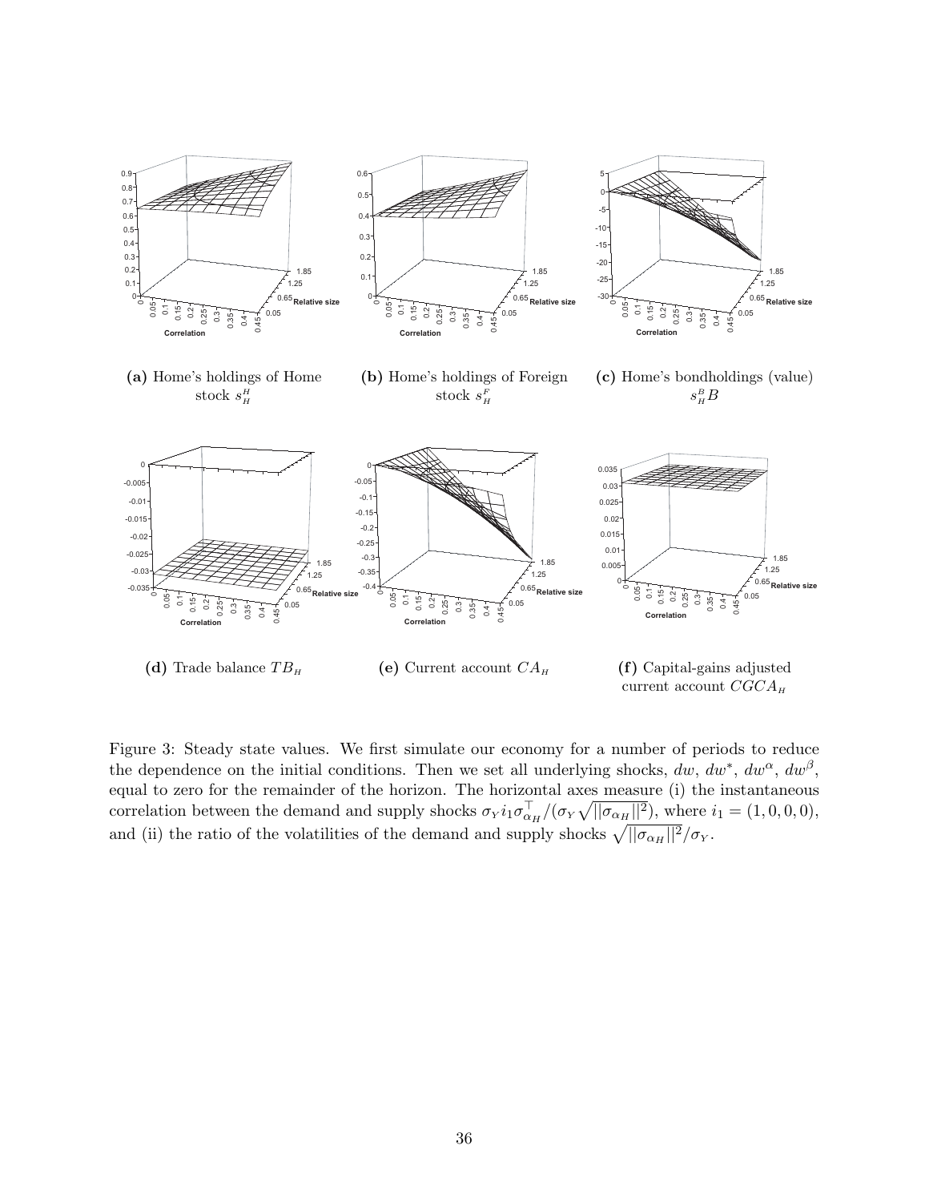**(a)** Home's holdings of Home stock $s_H^H$

**(b)** Home's holdings of Foreign stock $s_H^F$

**(c)** Home's bondholdings (value) $s_H^B B$

**(d)** Trade balance $TB_H$

**(e)** Current account $CA_H$

**(f)** Capital-gains adjusted current account $CGCA_H$

Figure 3: Steady state values. We first simulate our economy for a number of periods to reduce the dependence on the initial conditions. Then we set all underlying shocks, $dw$, $dw^*$, $dw^\alpha$, $dw^\beta$, equal to zero for the remainder of the horizon. The horizontal axes measure (i) the instantaneous correlation between the demand and supply shocks $\sigma_Y i_1 \sigma_{\alpha_H}^\top / (\sigma_Y \sqrt{||\sigma_{\alpha_H}||^2})$, where $i_1 = (1, 0, 0, 0)$, and (ii) the ratio of the volatilities of the demand and supply shocks $\sqrt{||\sigma_{\alpha_H}||^2}/\sigma_Y$.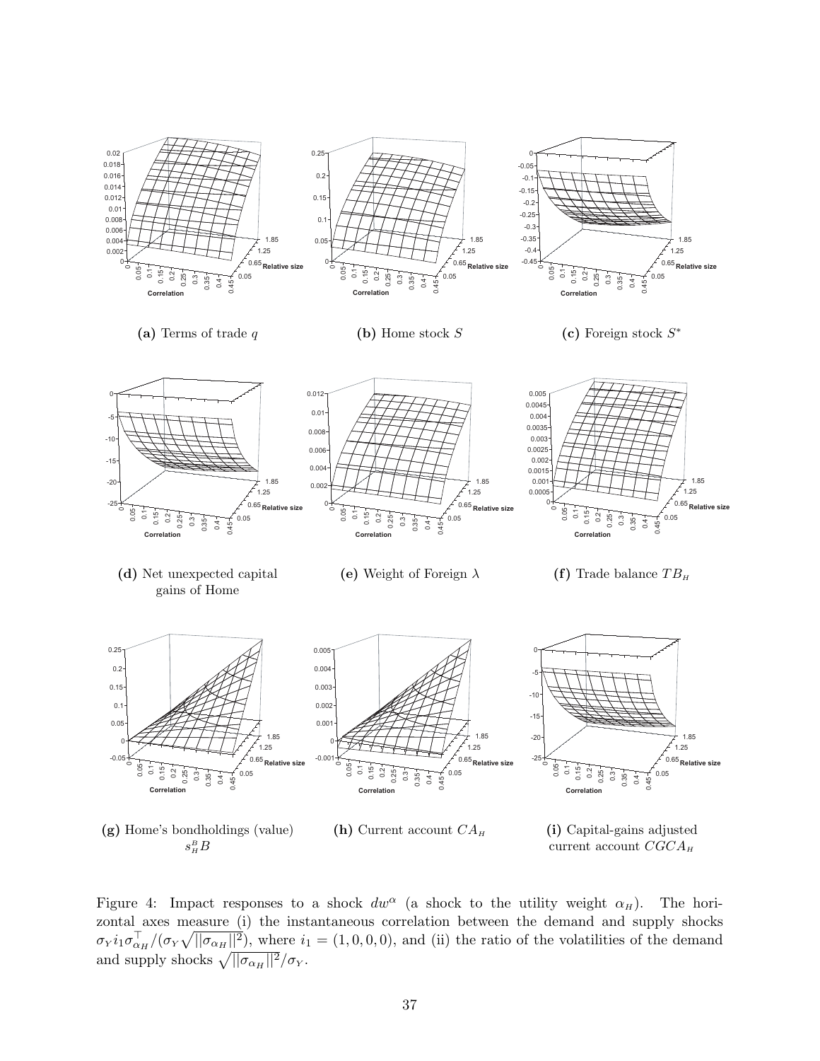**(a)** Terms of trade $q$

**(b)** Home stock $S$

**(c)** Foreign stock $S^*$

**(d)** Net unexpected capital gains of Home

**(e)** Weight of Foreign $\lambda$

**(f)** Trade balance $TB_H$

**(g)** Home's bondholdings (value) $s_H^B B$

**(h)** Current account $CA_H$

**(i)** Capital-gains adjusted current account $CGCA_H$

Figure 4: Impact responses to a shock $dw^\alpha$ (a shock to the utility weight $\alpha_H$). The horizontal axes measure (i) the instantaneous correlation between the demand and supply shocks $\sigma_Y i_1 \sigma_{\alpha_H}^\top / (\sigma_Y \sqrt{||\sigma_{\alpha_H}||^2})$, where $i_1 = (1, 0, 0, 0)$, and (ii) the ratio of the volatilities of the demand and supply shocks $\sqrt{||\sigma_{\alpha_H}||^2}/\sigma_Y$.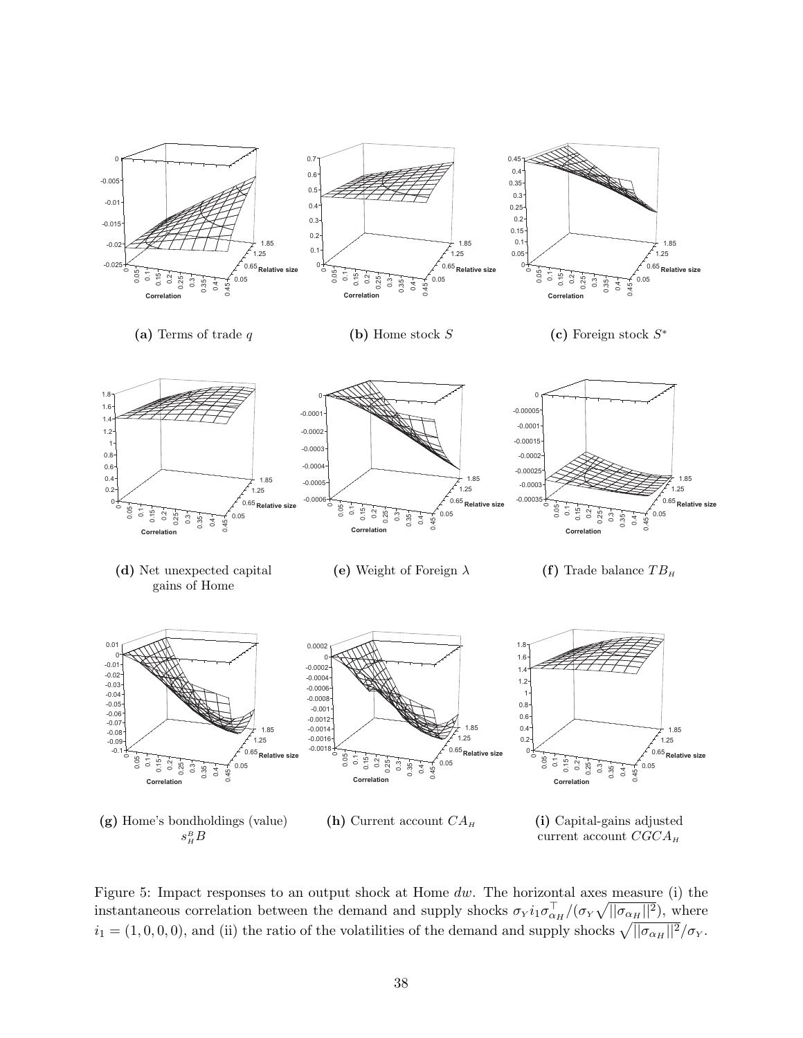**(a)** Terms of trade $q$

**(b)** Home stock $S$

**(c)** Foreign stock $S^*$

**(d)** Net unexpected capital gains of Home

**(e)** Weight of Foreign $\lambda$

**(f)** Trade balance $TB_H$

**(g)** Home's bondholdings (value) $s_H^B B$

**(h)** Current account $CA_H$

**(i)** Capital-gains adjusted current account $CGCA_H$

Figure 5: Impact responses to an output shock at Home $dw$. The horizontal axes measure (i) the instantaneous correlation between the demand and supply shocks $\sigma_Y i_1 \sigma_{\alpha_H}^\top / (\sigma_Y \sqrt{||\sigma_{\alpha_H}||^2})$, where $i_1 = (1, 0, 0, 0)$, and (ii) the ratio of the volatilities of the demand and supply shocks $\sqrt{||\sigma_{\alpha_H}||^2} / \sigma_Y$.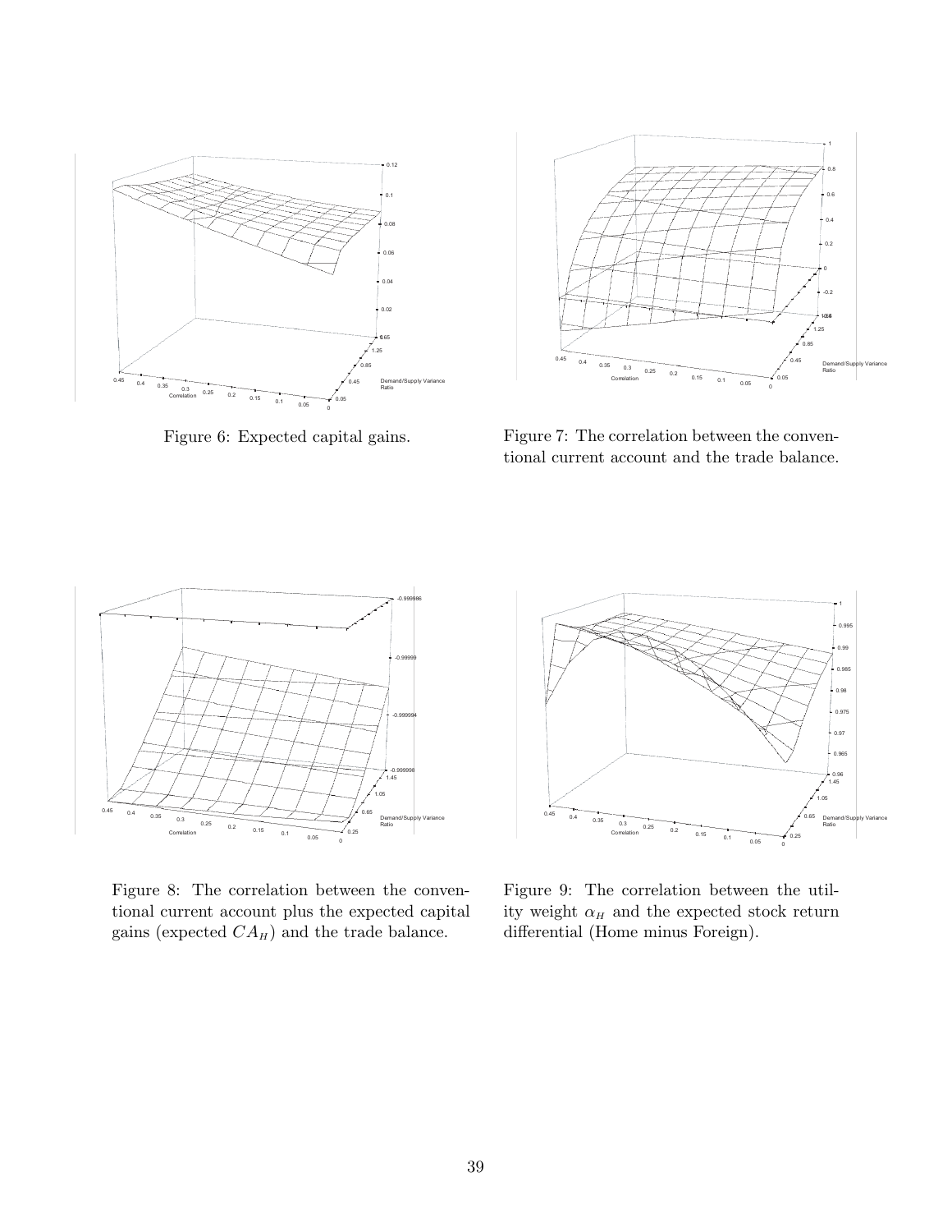0.12
0.1
0.08
0.06
0.04
0.02
0.65
1.25
0.85
0.45
0.05
0
0.45 0.4 0.35 0.3 0.25 0.2 0.15 0.1 0.05
Correlation
Demand/Supply Variance Ratio

Figure 6: Expected capital gains.

1
0.8
0.6
0.4
0.2
0
-0.2
1.25
0.85
0.45
0.05
0
0.45 0.4 0.35 0.3 0.25 0.2 0.15 0.1 0.05
Correlation
Demand/Supply Variance Ratio

Figure 7: The correlation between the conventional current account and the trade balance.

-0.999986
-0.99999
-0.999994
-0.999998
1.45
1.05
0.65
0.25
0
0.45 0.4 0.35 0.3 0.25 0.2 0.15 0.1 0.05
Correlation
Demand/Supply Variance Ratio

Figure 8: The correlation between the conventional current account plus the expected capital gains (expected $CA_H$) and the trade balance.

1
0.995
0.99
0.985
0.98
0.975
0.97
0.965
0.96
1.45
1.05
0.65
0.25
0
0.45 0.4 0.35 0.3 0.25 0.2 0.15 0.1 0.05
Correlation
Demand/Supply Variance Ratio

Figure 9: The correlation between the utility weight $\alpha_H$ and the expected stock return differential (Home minus Foreign).